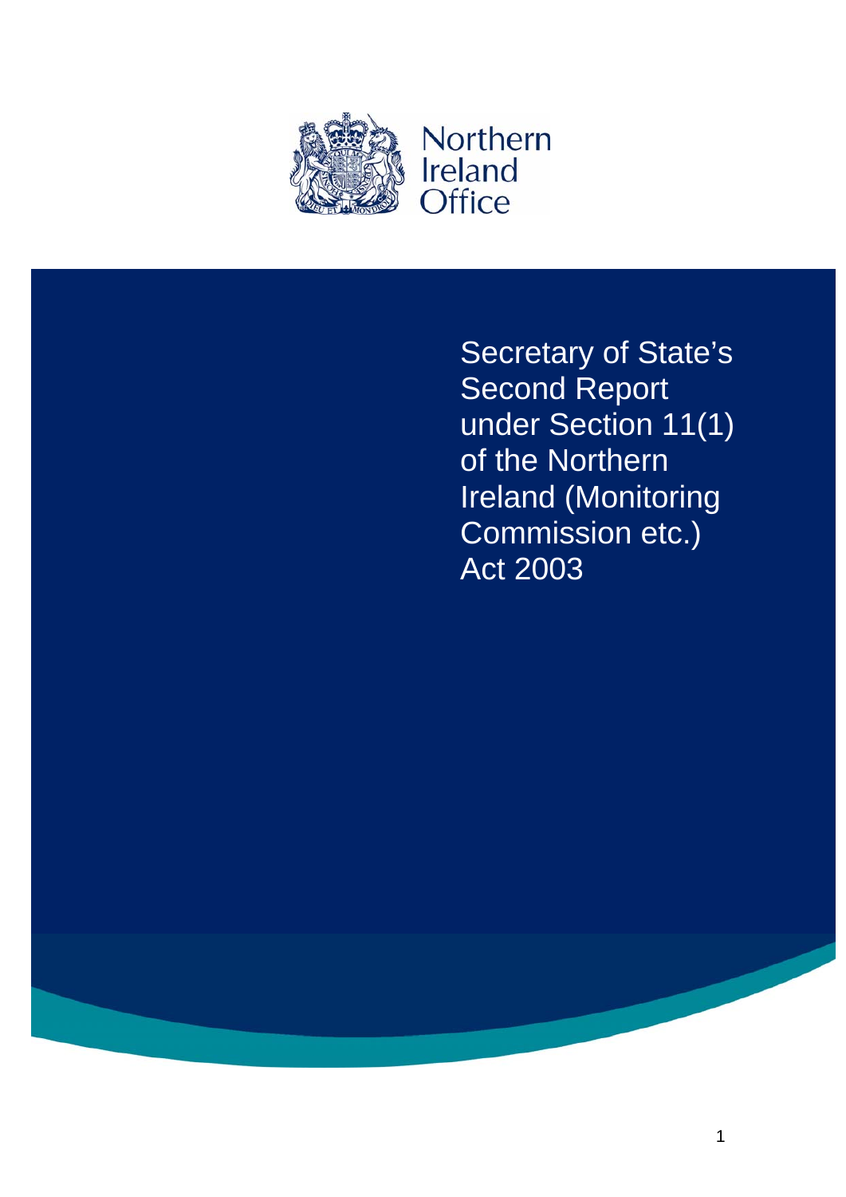Northern Ireland Office

# Secretary of State's Second Report under Section 11(1) of the Northern Ireland (Monitoring Commission etc.) Act 2003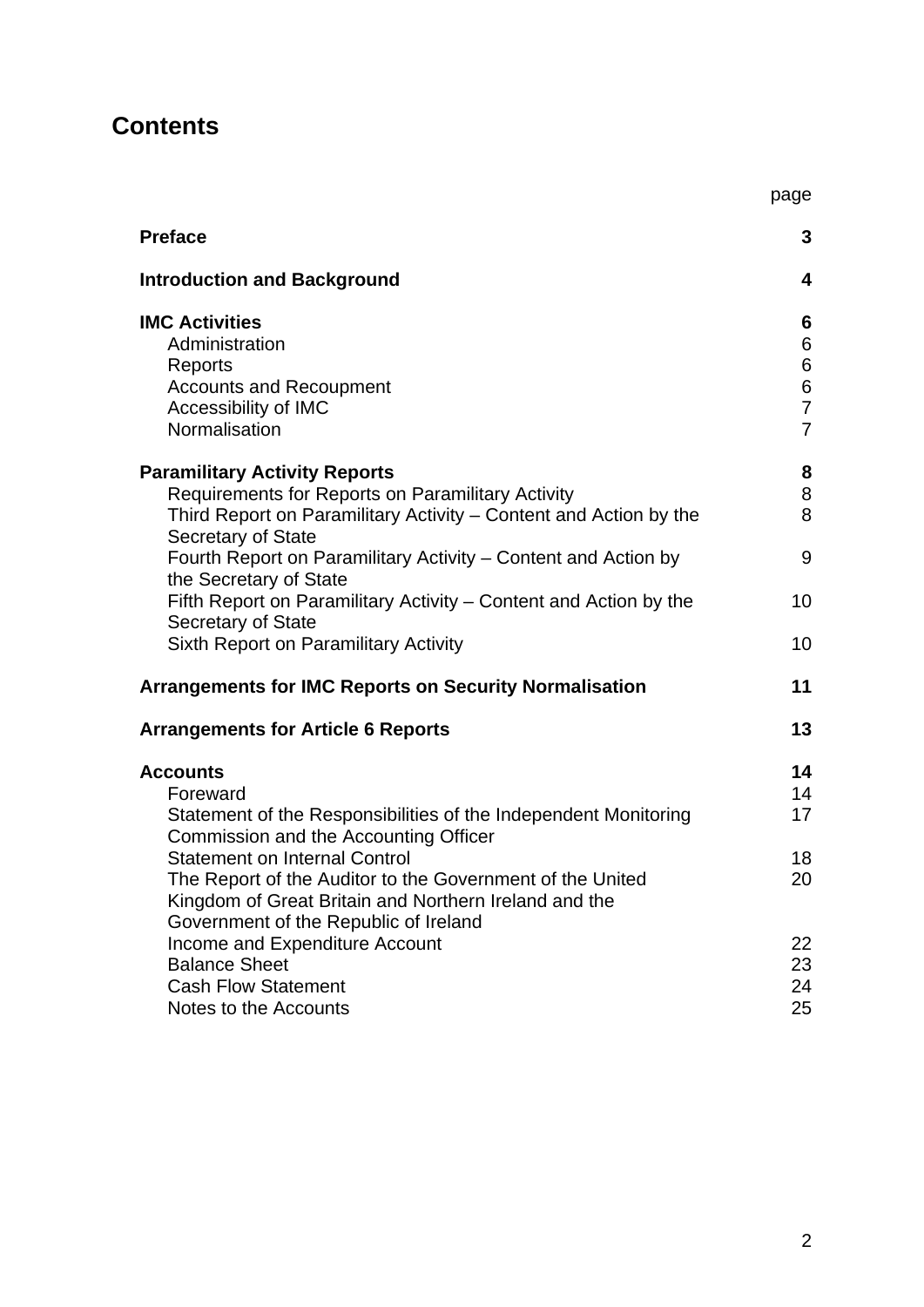# Contents

| | page |
|---|---|
| **Preface** | **3** |
| **Introduction and Background** | **4** |
| **IMC Activities** | **6** |
| Administration | 6 |
| Reports | 6 |
| Accounts and Recoupment | 6 |
| Accessibility of IMC | 7 |
| Normalisation | 7 |
| **Paramilitary Activity Reports** | **8** |
| Requirements for Reports on Paramilitary Activity | 8 |
| Third Report on Paramilitary Activity – Content and Action by the Secretary of State | 8 |
| Fourth Report on Paramilitary Activity – Content and Action by the Secretary of State | 9 |
| Fifth Report on Paramilitary Activity – Content and Action by the Secretary of State | 10 |
| Sixth Report on Paramilitary Activity | 10 |
| **Arrangements for IMC Reports on Security Normalisation** | **11** |
| **Arrangements for Article 6 Reports** | **13** |
| **Accounts** | **14** |
| Foreward | 14 |
| Statement of the Responsibilities of the Independent Monitoring Commission and the Accounting Officer | 17 |
| Statement on Internal Control | 18 |
| The Report of the Auditor to the Government of the United Kingdom of Great Britain and Northern Ireland and the Government of the Republic of Ireland | 20 |
| Income and Expenditure Account | 22 |
| Balance Sheet | 23 |
| Cash Flow Statement | 24 |
| Notes to the Accounts | 25 |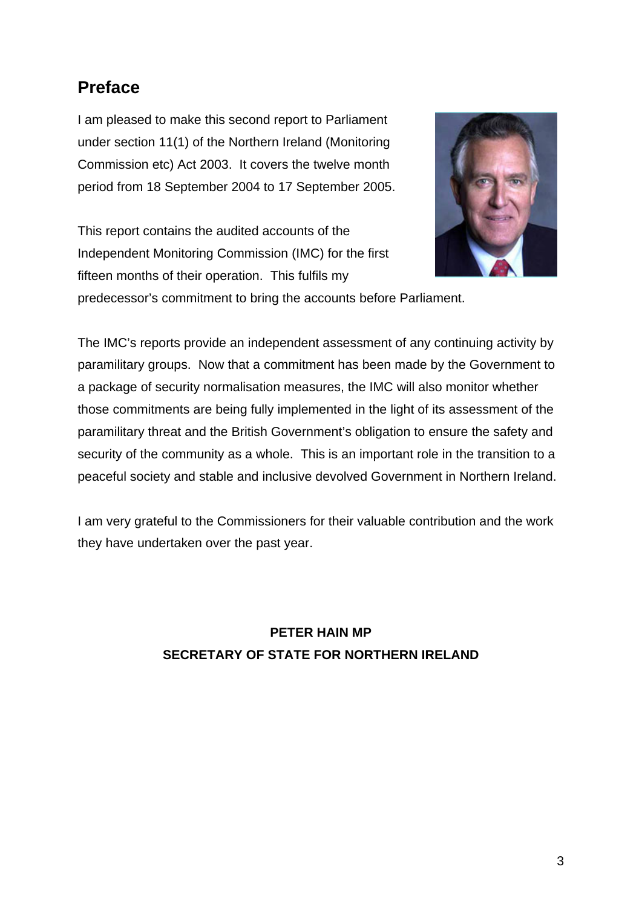## Preface

I am pleased to make this second report to Parliament under section 11(1) of the Northern Ireland (Monitoring Commission etc) Act 2003. It covers the twelve month period from 18 September 2004 to 17 September 2005.

This report contains the audited accounts of the Independent Monitoring Commission (IMC) for the first fifteen months of their operation. This fulfils my predecessor's commitment to bring the accounts before Parliament.

The IMC's reports provide an independent assessment of any continuing activity by paramilitary groups. Now that a commitment has been made by the Government to a package of security normalisation measures, the IMC will also monitor whether those commitments are being fully implemented in the light of its assessment of the paramilitary threat and the British Government's obligation to ensure the safety and security of the community as a whole. This is an important role in the transition to a peaceful society and stable and inclusive devolved Government in Northern Ireland.

I am very grateful to the Commissioners for their valuable contribution and the work they have undertaken over the past year.

**PETER HAIN MP**
**SECRETARY OF STATE FOR NORTHERN IRELAND**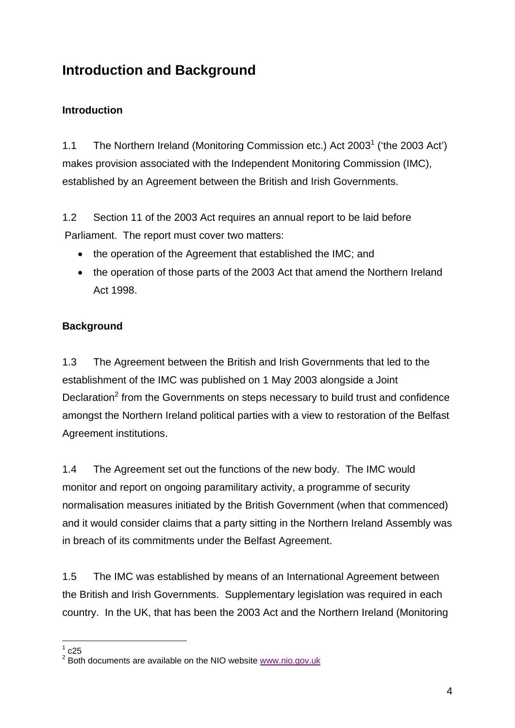# Introduction and Background

### Introduction

1.1 The Northern Ireland (Monitoring Commission etc.) Act 2003[1] ('the 2003 Act') makes provision associated with the Independent Monitoring Commission (IMC), established by an Agreement between the British and Irish Governments.

1.2 Section 11 of the 2003 Act requires an annual report to be laid before Parliament. The report must cover two matters:

- the operation of the Agreement that established the IMC; and
- the operation of those parts of the 2003 Act that amend the Northern Ireland Act 1998.

### Background

1.3 The Agreement between the British and Irish Governments that led to the establishment of the IMC was published on 1 May 2003 alongside a Joint Declaration[2] from the Governments on steps necessary to build trust and confidence amongst the Northern Ireland political parties with a view to restoration of the Belfast Agreement institutions.

1.4 The Agreement set out the functions of the new body. The IMC would monitor and report on ongoing paramilitary activity, a programme of security normalisation measures initiated by the British Government (when that commenced) and it would consider claims that a party sitting in the Northern Ireland Assembly was in breach of its commitments under the Belfast Agreement.

1.5 The IMC was established by means of an International Agreement between the British and Irish Governments. Supplementary legislation was required in each country. In the UK, that has been the 2003 Act and the Northern Ireland (Monitoring

---

[1] c25

[2] Both documents are available on the NIO website www.nio.gov.uk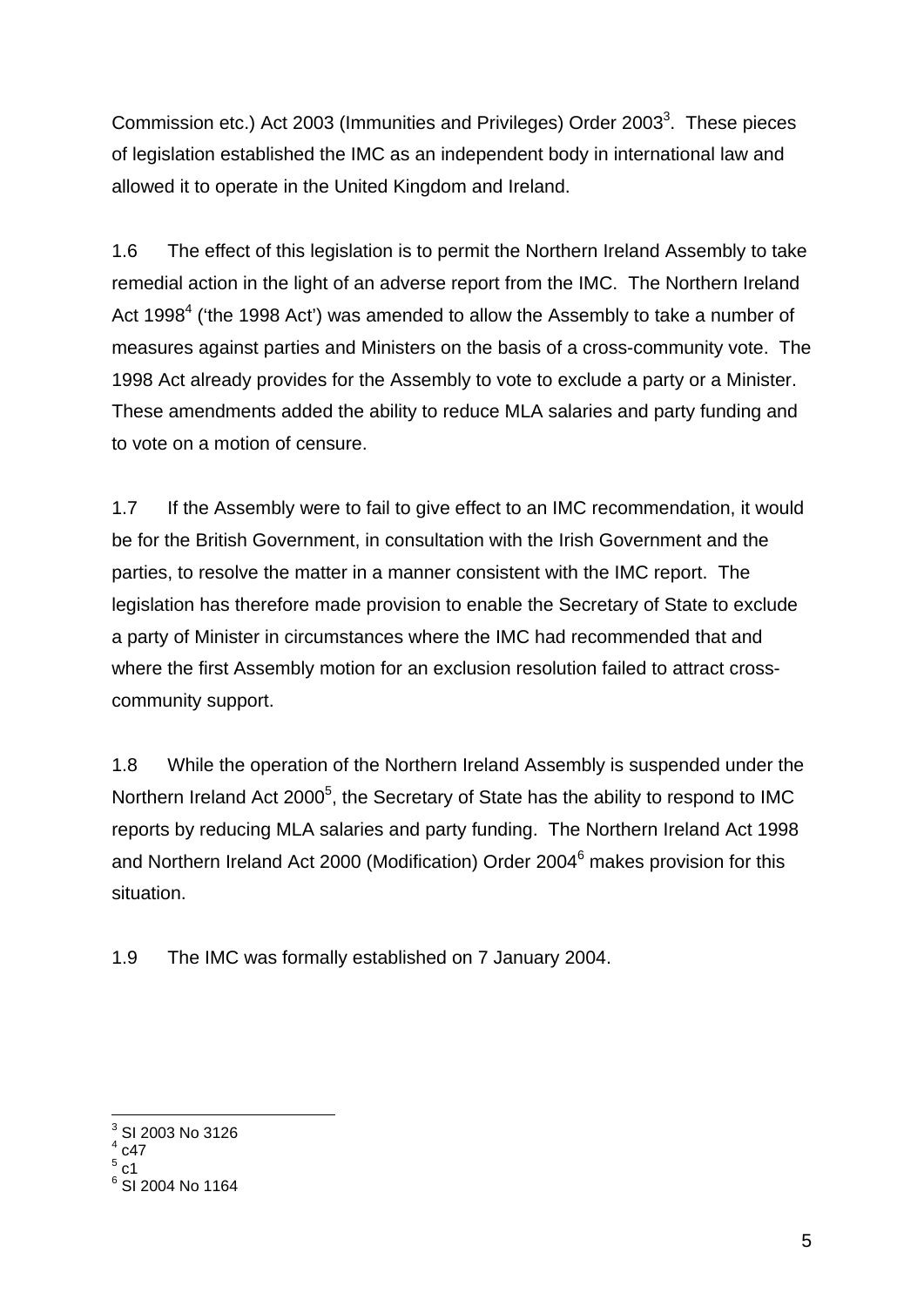Commission etc.) Act 2003 (Immunities and Privileges) Order 2003[3]. These pieces of legislation established the IMC as an independent body in international law and allowed it to operate in the United Kingdom and Ireland.

1.6 The effect of this legislation is to permit the Northern Ireland Assembly to take remedial action in the light of an adverse report from the IMC. The Northern Ireland Act 1998[4] ('the 1998 Act') was amended to allow the Assembly to take a number of measures against parties and Ministers on the basis of a cross-community vote. The 1998 Act already provides for the Assembly to vote to exclude a party or a Minister. These amendments added the ability to reduce MLA salaries and party funding and to vote on a motion of censure.

1.7 If the Assembly were to fail to give effect to an IMC recommendation, it would be for the British Government, in consultation with the Irish Government and the parties, to resolve the matter in a manner consistent with the IMC report. The legislation has therefore made provision to enable the Secretary of State to exclude a party of Minister in circumstances where the IMC had recommended that and where the first Assembly motion for an exclusion resolution failed to attract cross-community support.

1.8 While the operation of the Northern Ireland Assembly is suspended under the Northern Ireland Act 2000[5], the Secretary of State has the ability to respond to IMC reports by reducing MLA salaries and party funding. The Northern Ireland Act 1998 and Northern Ireland Act 2000 (Modification) Order 2004[6] makes provision for this situation.

1.9 The IMC was formally established on 7 January 2004.

---

[3] SI 2003 No 3126
[4] c47
[5] c1
[6] SI 2004 No 1164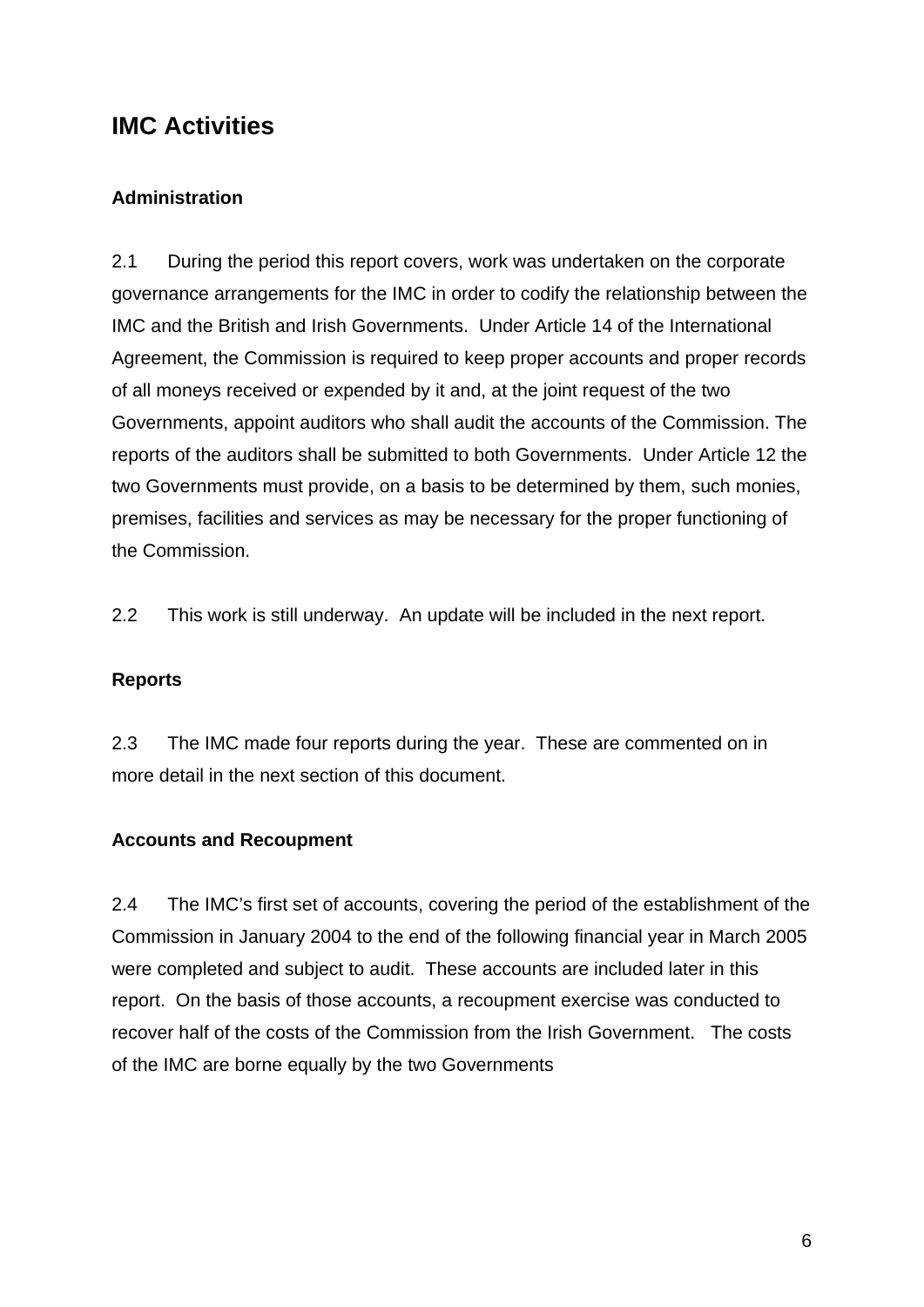# IMC Activities

### Administration

2.1 During the period this report covers, work was undertaken on the corporate governance arrangements for the IMC in order to codify the relationship between the IMC and the British and Irish Governments. Under Article 14 of the International Agreement, the Commission is required to keep proper accounts and proper records of all moneys received or expended by it and, at the joint request of the two Governments, appoint auditors who shall audit the accounts of the Commission. The reports of the auditors shall be submitted to both Governments. Under Article 12 the two Governments must provide, on a basis to be determined by them, such monies, premises, facilities and services as may be necessary for the proper functioning of the Commission.

2.2 This work is still underway. An update will be included in the next report.

### Reports

2.3 The IMC made four reports during the year. These are commented on in more detail in the next section of this document.

### Accounts and Recoupment

2.4 The IMC's first set of accounts, covering the period of the establishment of the Commission in January 2004 to the end of the following financial year in March 2005 were completed and subject to audit. These accounts are included later in this report. On the basis of those accounts, a recoupment exercise was conducted to recover half of the costs of the Commission from the Irish Government. The costs of the IMC are borne equally by the two Governments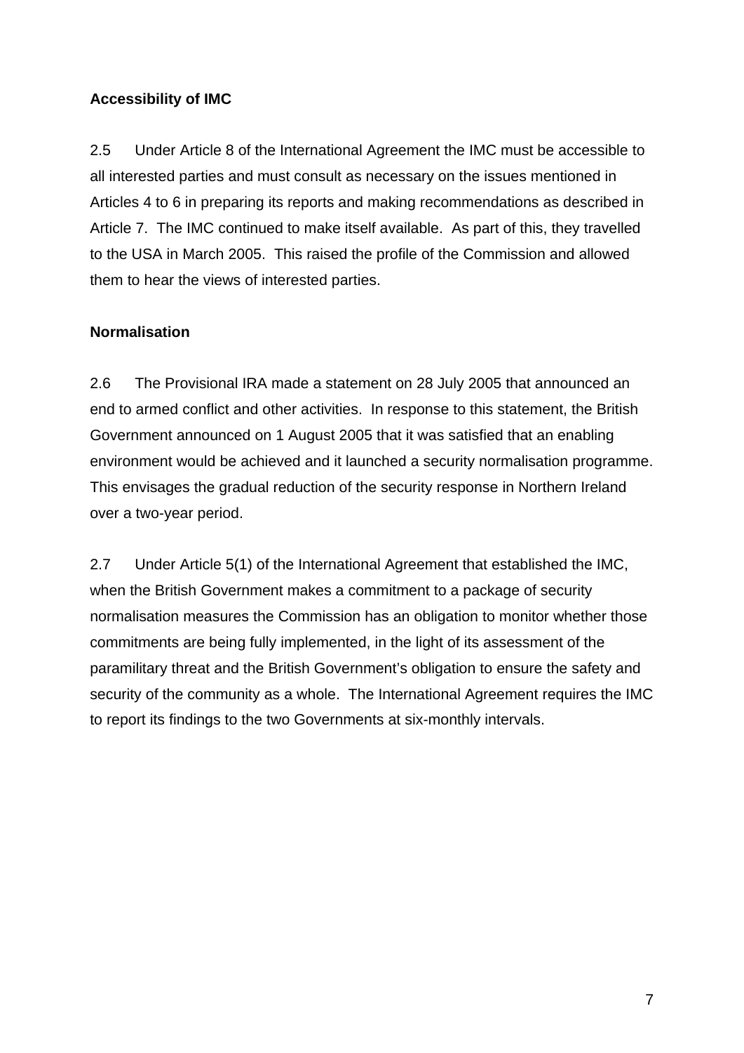**Accessibility of IMC**

2.5 Under Article 8 of the International Agreement the IMC must be accessible to all interested parties and must consult as necessary on the issues mentioned in Articles 4 to 6 in preparing its reports and making recommendations as described in Article 7. The IMC continued to make itself available. As part of this, they travelled to the USA in March 2005. This raised the profile of the Commission and allowed them to hear the views of interested parties.

**Normalisation**

2.6 The Provisional IRA made a statement on 28 July 2005 that announced an end to armed conflict and other activities. In response to this statement, the British Government announced on 1 August 2005 that it was satisfied that an enabling environment would be achieved and it launched a security normalisation programme. This envisages the gradual reduction of the security response in Northern Ireland over a two-year period.

2.7 Under Article 5(1) of the International Agreement that established the IMC, when the British Government makes a commitment to a package of security normalisation measures the Commission has an obligation to monitor whether those commitments are being fully implemented, in the light of its assessment of the paramilitary threat and the British Government's obligation to ensure the safety and security of the community as a whole. The International Agreement requires the IMC to report its findings to the two Governments at six-monthly intervals.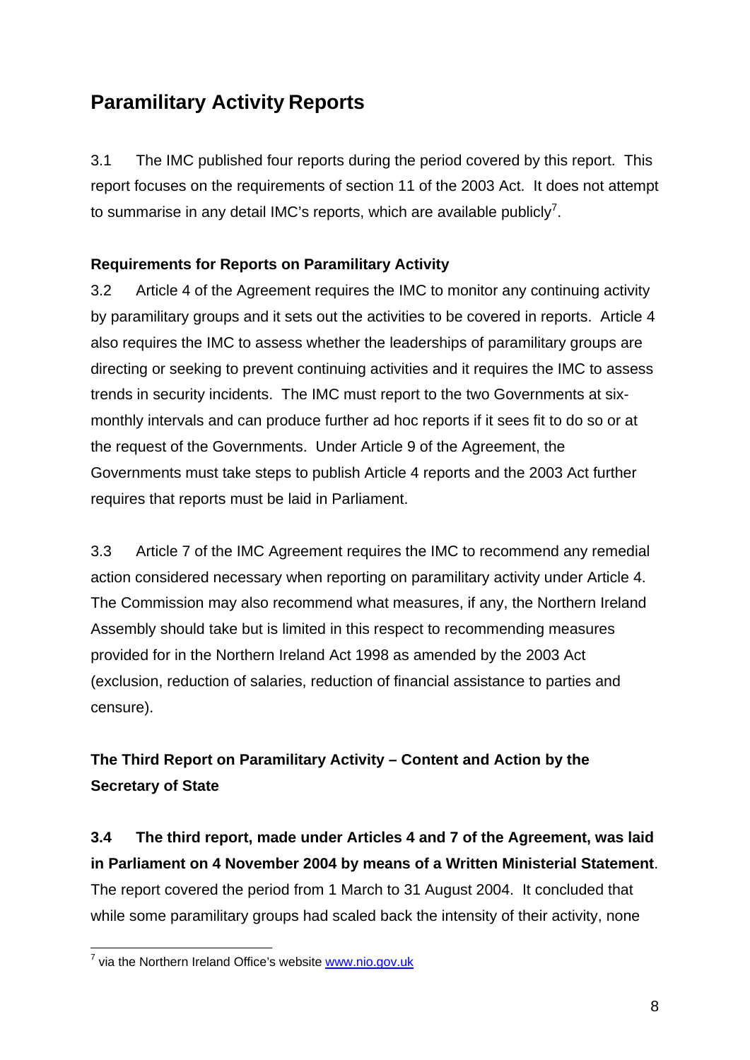## Paramilitary Activity Reports

3.1 The IMC published four reports during the period covered by this report. This report focuses on the requirements of section 11 of the 2003 Act. It does not attempt to summarise in any detail IMC's reports, which are available publicly[7].

**Requirements for Reports on Paramilitary Activity**

3.2 Article 4 of the Agreement requires the IMC to monitor any continuing activity by paramilitary groups and it sets out the activities to be covered in reports. Article 4 also requires the IMC to assess whether the leaderships of paramilitary groups are directing or seeking to prevent continuing activities and it requires the IMC to assess trends in security incidents. The IMC must report to the two Governments at six-monthly intervals and can produce further ad hoc reports if it sees fit to do so or at the request of the Governments. Under Article 9 of the Agreement, the Governments must take steps to publish Article 4 reports and the 2003 Act further requires that reports must be laid in Parliament.

3.3 Article 7 of the IMC Agreement requires the IMC to recommend any remedial action considered necessary when reporting on paramilitary activity under Article 4. The Commission may also recommend what measures, if any, the Northern Ireland Assembly should take but is limited in this respect to recommending measures provided for in the Northern Ireland Act 1998 as amended by the 2003 Act (exclusion, reduction of salaries, reduction of financial assistance to parties and censure).

**The Third Report on Paramilitary Activity – Content and Action by the Secretary of State**

**3.4 The third report, made under Articles 4 and 7 of the Agreement, was laid in Parliament on 4 November 2004 by means of a Written Ministerial Statement**. The report covered the period from 1 March to 31 August 2004. It concluded that while some paramilitary groups had scaled back the intensity of their activity, none

[7] via the Northern Ireland Office's website www.nio.gov.uk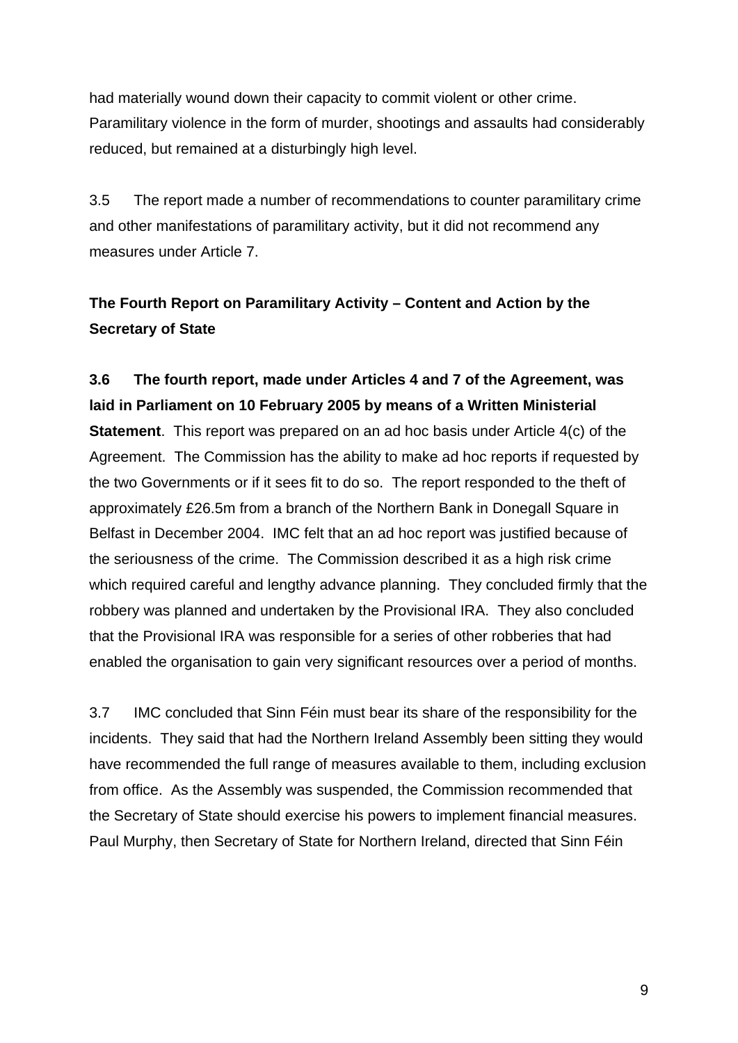had materially wound down their capacity to commit violent or other crime. Paramilitary violence in the form of murder, shootings and assaults had considerably reduced, but remained at a disturbingly high level.

3.5 The report made a number of recommendations to counter paramilitary crime and other manifestations of paramilitary activity, but it did not recommend any measures under Article 7.

**The Fourth Report on Paramilitary Activity – Content and Action by the Secretary of State**

**3.6 The fourth report, made under Articles 4 and 7 of the Agreement, was laid in Parliament on 10 February 2005 by means of a Written Ministerial Statement**. This report was prepared on an ad hoc basis under Article 4(c) of the Agreement. The Commission has the ability to make ad hoc reports if requested by the two Governments or if it sees fit to do so. The report responded to the theft of approximately £26.5m from a branch of the Northern Bank in Donegall Square in Belfast in December 2004. IMC felt that an ad hoc report was justified because of the seriousness of the crime. The Commission described it as a high risk crime which required careful and lengthy advance planning. They concluded firmly that the robbery was planned and undertaken by the Provisional IRA. They also concluded that the Provisional IRA was responsible for a series of other robberies that had enabled the organisation to gain very significant resources over a period of months.

3.7 IMC concluded that Sinn Féin must bear its share of the responsibility for the incidents. They said that had the Northern Ireland Assembly been sitting they would have recommended the full range of measures available to them, including exclusion from office. As the Assembly was suspended, the Commission recommended that the Secretary of State should exercise his powers to implement financial measures. Paul Murphy, then Secretary of State for Northern Ireland, directed that Sinn Féin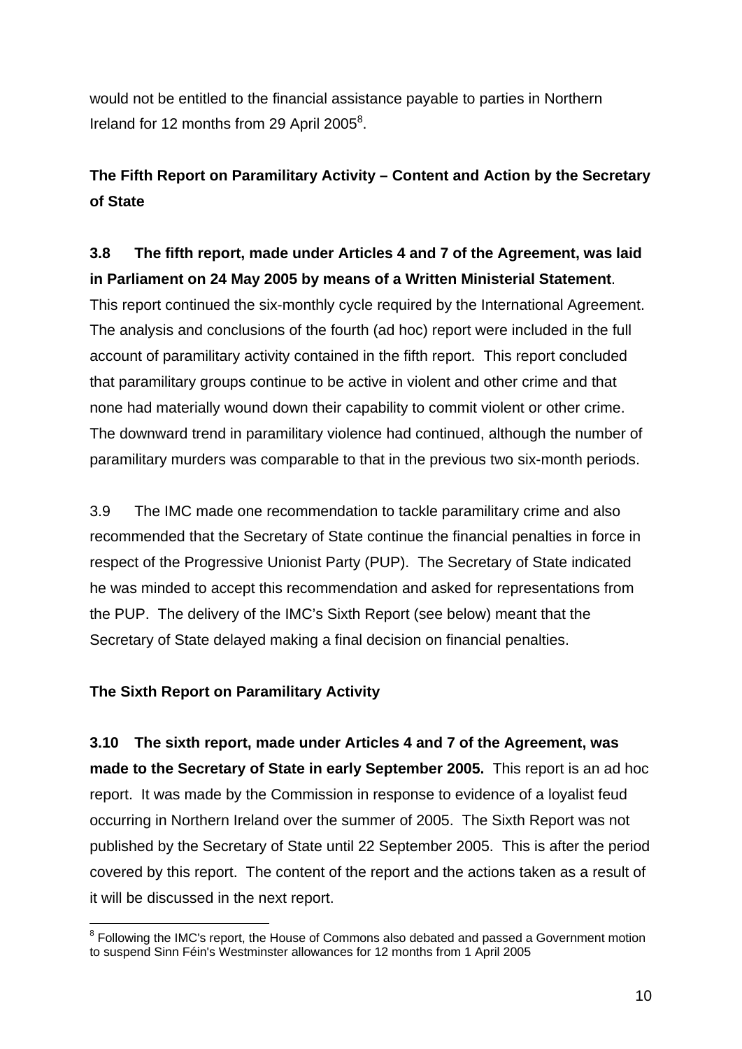would not be entitled to the financial assistance payable to parties in Northern Ireland for 12 months from 29 April 2005[8].

**The Fifth Report on Paramilitary Activity – Content and Action by the Secretary of State**

**3.8 The fifth report, made under Articles 4 and 7 of the Agreement, was laid in Parliament on 24 May 2005 by means of a Written Ministerial Statement**. This report continued the six-monthly cycle required by the International Agreement. The analysis and conclusions of the fourth (ad hoc) report were included in the full account of paramilitary activity contained in the fifth report. This report concluded that paramilitary groups continue to be active in violent and other crime and that none had materially wound down their capability to commit violent or other crime. The downward trend in paramilitary violence had continued, although the number of paramilitary murders was comparable to that in the previous two six-month periods.

3.9 The IMC made one recommendation to tackle paramilitary crime and also recommended that the Secretary of State continue the financial penalties in force in respect of the Progressive Unionist Party (PUP). The Secretary of State indicated he was minded to accept this recommendation and asked for representations from the PUP. The delivery of the IMC's Sixth Report (see below) meant that the Secretary of State delayed making a final decision on financial penalties.

**The Sixth Report on Paramilitary Activity**

**3.10 The sixth report, made under Articles 4 and 7 of the Agreement, was made to the Secretary of State in early September 2005.** This report is an ad hoc report. It was made by the Commission in response to evidence of a loyalist feud occurring in Northern Ireland over the summer of 2005. The Sixth Report was not published by the Secretary of State until 22 September 2005. This is after the period covered by this report. The content of the report and the actions taken as a result of it will be discussed in the next report.

[8] Following the IMC's report, the House of Commons also debated and passed a Government motion to suspend Sinn Féin's Westminster allowances for 12 months from 1 April 2005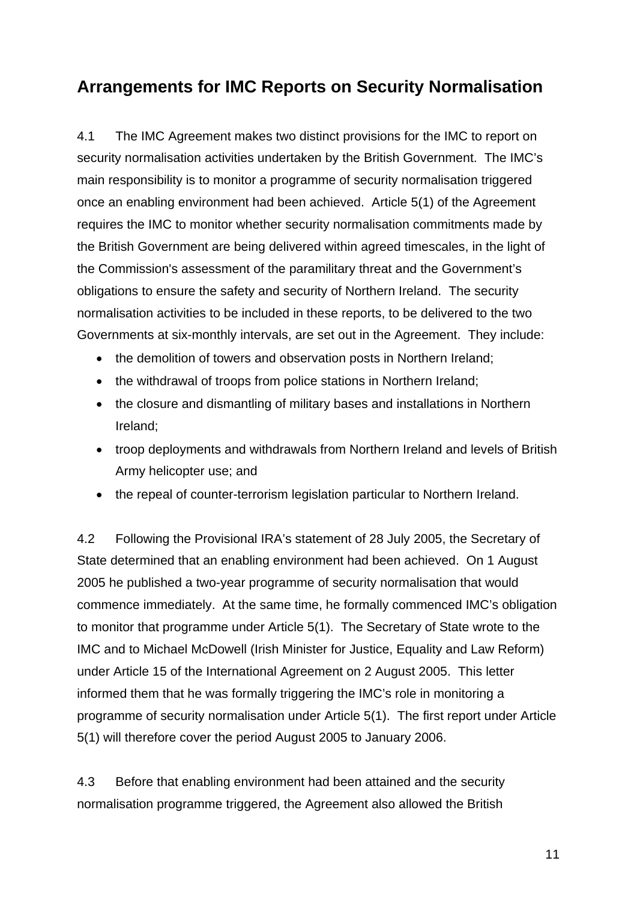## Arrangements for IMC Reports on Security Normalisation

4.1 The IMC Agreement makes two distinct provisions for the IMC to report on security normalisation activities undertaken by the British Government. The IMC's main responsibility is to monitor a programme of security normalisation triggered once an enabling environment had been achieved. Article 5(1) of the Agreement requires the IMC to monitor whether security normalisation commitments made by the British Government are being delivered within agreed timescales, in the light of the Commission's assessment of the paramilitary threat and the Government's obligations to ensure the safety and security of Northern Ireland. The security normalisation activities to be included in these reports, to be delivered to the two Governments at six-monthly intervals, are set out in the Agreement. They include:

- the demolition of towers and observation posts in Northern Ireland;
- the withdrawal of troops from police stations in Northern Ireland;
- the closure and dismantling of military bases and installations in Northern Ireland;
- troop deployments and withdrawals from Northern Ireland and levels of British Army helicopter use; and
- the repeal of counter-terrorism legislation particular to Northern Ireland.

4.2 Following the Provisional IRA's statement of 28 July 2005, the Secretary of State determined that an enabling environment had been achieved. On 1 August 2005 he published a two-year programme of security normalisation that would commence immediately. At the same time, he formally commenced IMC's obligation to monitor that programme under Article 5(1). The Secretary of State wrote to the IMC and to Michael McDowell (Irish Minister for Justice, Equality and Law Reform) under Article 15 of the International Agreement on 2 August 2005. This letter informed them that he was formally triggering the IMC's role in monitoring a programme of security normalisation under Article 5(1). The first report under Article 5(1) will therefore cover the period August 2005 to January 2006.

4.3 Before that enabling environment had been attained and the security normalisation programme triggered, the Agreement also allowed the British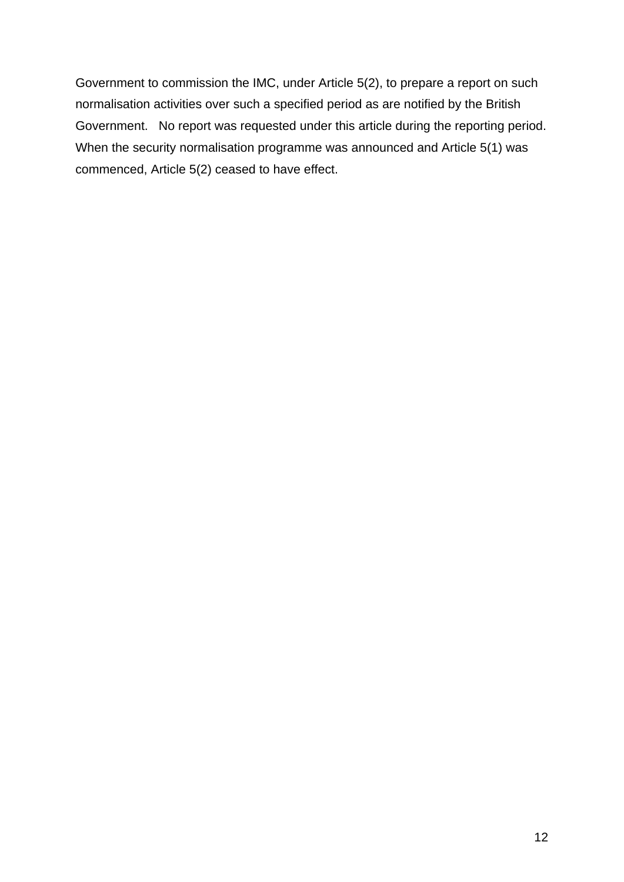Government to commission the IMC, under Article 5(2), to prepare a report on such normalisation activities over such a specified period as are notified by the British Government. No report was requested under this article during the reporting period. When the security normalisation programme was announced and Article 5(1) was commenced, Article 5(2) ceased to have effect.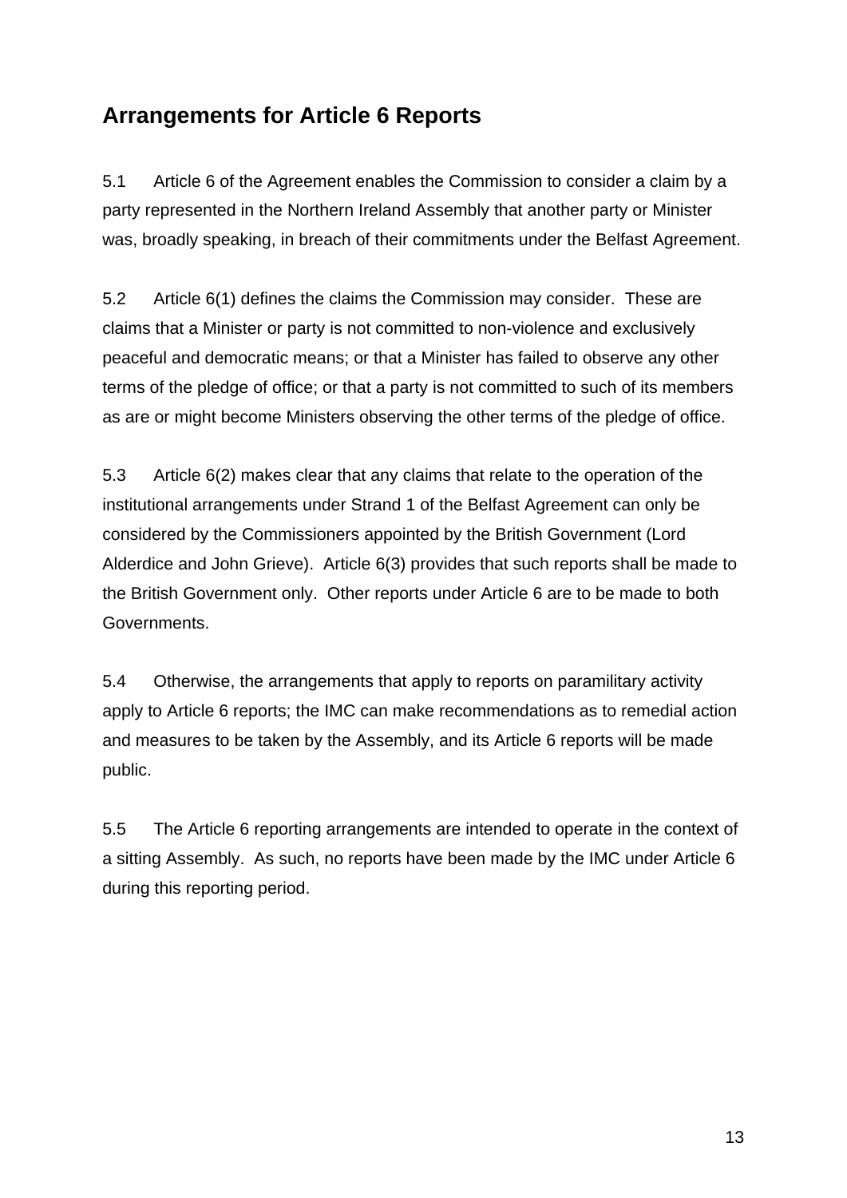## Arrangements for Article 6 Reports

5.1 Article 6 of the Agreement enables the Commission to consider a claim by a party represented in the Northern Ireland Assembly that another party or Minister was, broadly speaking, in breach of their commitments under the Belfast Agreement.

5.2 Article 6(1) defines the claims the Commission may consider. These are claims that a Minister or party is not committed to non-violence and exclusively peaceful and democratic means; or that a Minister has failed to observe any other terms of the pledge of office; or that a party is not committed to such of its members as are or might become Ministers observing the other terms of the pledge of office.

5.3 Article 6(2) makes clear that any claims that relate to the operation of the institutional arrangements under Strand 1 of the Belfast Agreement can only be considered by the Commissioners appointed by the British Government (Lord Alderdice and John Grieve). Article 6(3) provides that such reports shall be made to the British Government only. Other reports under Article 6 are to be made to both Governments.

5.4 Otherwise, the arrangements that apply to reports on paramilitary activity apply to Article 6 reports; the IMC can make recommendations as to remedial action and measures to be taken by the Assembly, and its Article 6 reports will be made public.

5.5 The Article 6 reporting arrangements are intended to operate in the context of a sitting Assembly. As such, no reports have been made by the IMC under Article 6 during this reporting period.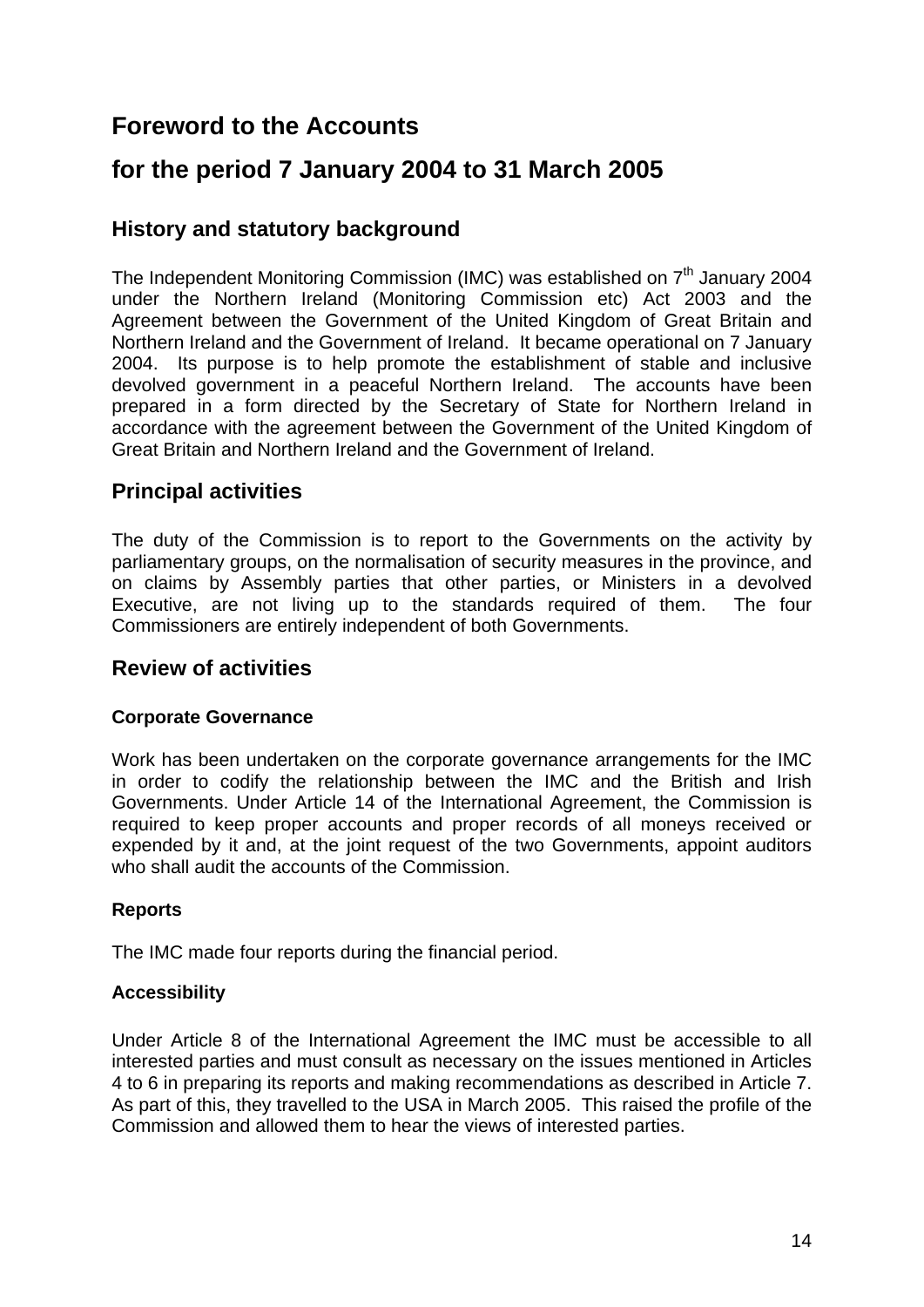# Foreword to the Accounts

# for the period 7 January 2004 to 31 March 2005

## History and statutory background

The Independent Monitoring Commission (IMC) was established on 7th January 2004 under the Northern Ireland (Monitoring Commission etc) Act 2003 and the Agreement between the Government of the United Kingdom of Great Britain and Northern Ireland and the Government of Ireland. It became operational on 7 January 2004. Its purpose is to help promote the establishment of stable and inclusive devolved government in a peaceful Northern Ireland. The accounts have been prepared in a form directed by the Secretary of State for Northern Ireland in accordance with the agreement between the Government of the United Kingdom of Great Britain and Northern Ireland and the Government of Ireland.

## Principal activities

The duty of the Commission is to report to the Governments on the activity by parliamentary groups, on the normalisation of security measures in the province, and on claims by Assembly parties that other parties, or Ministers in a devolved Executive, are not living up to the standards required of them. The four Commissioners are entirely independent of both Governments.

## Review of activities

### Corporate Governance

Work has been undertaken on the corporate governance arrangements for the IMC in order to codify the relationship between the IMC and the British and Irish Governments. Under Article 14 of the International Agreement, the Commission is required to keep proper accounts and proper records of all moneys received or expended by it and, at the joint request of the two Governments, appoint auditors who shall audit the accounts of the Commission.

### Reports

The IMC made four reports during the financial period.

### Accessibility

Under Article 8 of the International Agreement the IMC must be accessible to all interested parties and must consult as necessary on the issues mentioned in Articles 4 to 6 in preparing its reports and making recommendations as described in Article 7. As part of this, they travelled to the USA in March 2005. This raised the profile of the Commission and allowed them to hear the views of interested parties.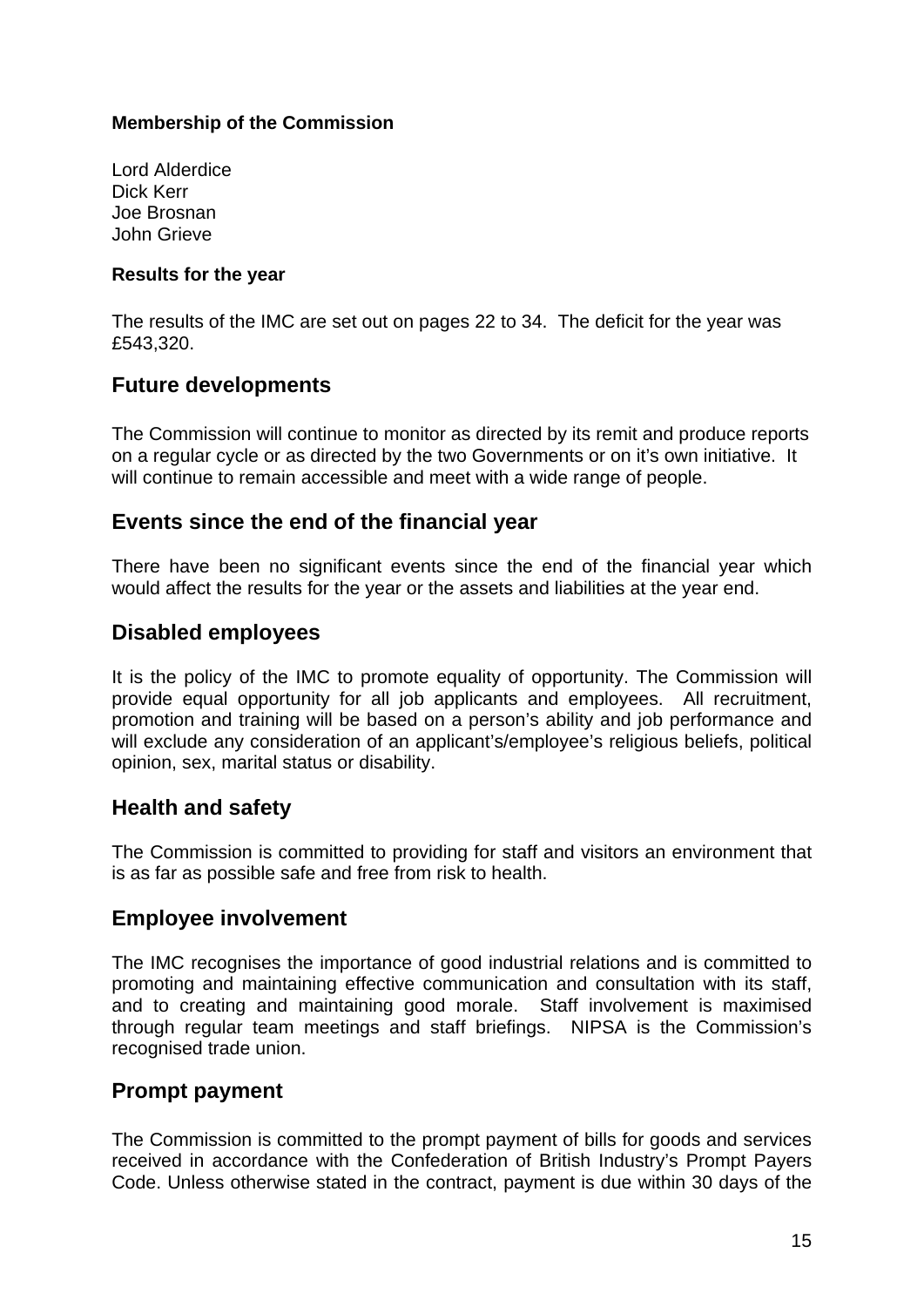**Membership of the Commission**

Lord Alderdice
Dick Kerr
Joe Brosnan
John Grieve

**Results for the year**

The results of the IMC are set out on pages 22 to 34. The deficit for the year was £543,320.

## Future developments

The Commission will continue to monitor as directed by its remit and produce reports on a regular cycle or as directed by the two Governments or on it's own initiative. It will continue to remain accessible and meet with a wide range of people.

## Events since the end of the financial year

There have been no significant events since the end of the financial year which would affect the results for the year or the assets and liabilities at the year end.

## Disabled employees

It is the policy of the IMC to promote equality of opportunity. The Commission will provide equal opportunity for all job applicants and employees. All recruitment, promotion and training will be based on a person's ability and job performance and will exclude any consideration of an applicant's/employee's religious beliefs, political opinion, sex, marital status or disability.

## Health and safety

The Commission is committed to providing for staff and visitors an environment that is as far as possible safe and free from risk to health.

## Employee involvement

The IMC recognises the importance of good industrial relations and is committed to promoting and maintaining effective communication and consultation with its staff, and to creating and maintaining good morale. Staff involvement is maximised through regular team meetings and staff briefings. NIPSA is the Commission's recognised trade union.

## Prompt payment

The Commission is committed to the prompt payment of bills for goods and services received in accordance with the Confederation of British Industry's Prompt Payers Code. Unless otherwise stated in the contract, payment is due within 30 days of the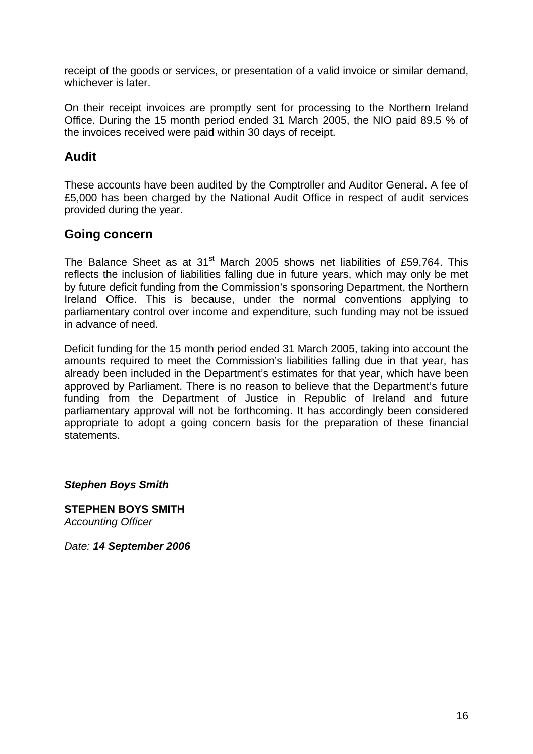receipt of the goods or services, or presentation of a valid invoice or similar demand, whichever is later.

On their receipt invoices are promptly sent for processing to the Northern Ireland Office. During the 15 month period ended 31 March 2005, the NIO paid 89.5 % of the invoices received were paid within 30 days of receipt.

## Audit

These accounts have been audited by the Comptroller and Auditor General. A fee of £5,000 has been charged by the National Audit Office in respect of audit services provided during the year.

## Going concern

The Balance Sheet as at 31st March 2005 shows net liabilities of £59,764. This reflects the inclusion of liabilities falling due in future years, which may only be met by future deficit funding from the Commission's sponsoring Department, the Northern Ireland Office. This is because, under the normal conventions applying to parliamentary control over income and expenditure, such funding may not be issued in advance of need.

Deficit funding for the 15 month period ended 31 March 2005, taking into account the amounts required to meet the Commission's liabilities falling due in that year, has already been included in the Department's estimates for that year, which have been approved by Parliament. There is no reason to believe that the Department's future funding from the Department of Justice in Republic of Ireland and future parliamentary approval will not be forthcoming. It has accordingly been considered appropriate to adopt a going concern basis for the preparation of these financial statements.

***Stephen Boys Smith***

**STEPHEN BOYS SMITH**
*Accounting Officer*

*Date: **14 September 2006***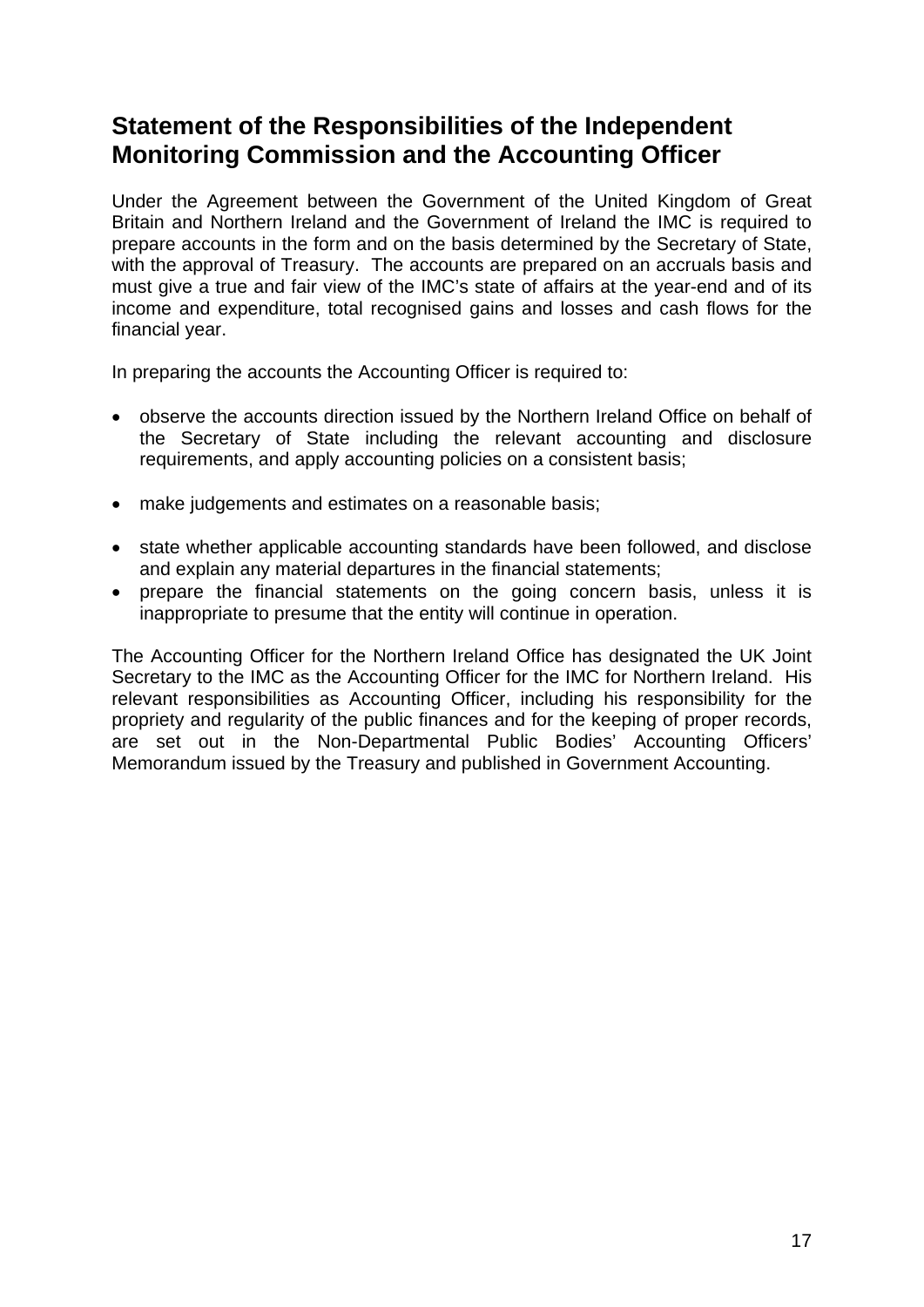## Statement of the Responsibilities of the Independent Monitoring Commission and the Accounting Officer

Under the Agreement between the Government of the United Kingdom of Great Britain and Northern Ireland and the Government of Ireland the IMC is required to prepare accounts in the form and on the basis determined by the Secretary of State, with the approval of Treasury. The accounts are prepared on an accruals basis and must give a true and fair view of the IMC's state of affairs at the year-end and of its income and expenditure, total recognised gains and losses and cash flows for the financial year.

In preparing the accounts the Accounting Officer is required to:

- observe the accounts direction issued by the Northern Ireland Office on behalf of the Secretary of State including the relevant accounting and disclosure requirements, and apply accounting policies on a consistent basis;
- make judgements and estimates on a reasonable basis;
- state whether applicable accounting standards have been followed, and disclose and explain any material departures in the financial statements;
- prepare the financial statements on the going concern basis, unless it is inappropriate to presume that the entity will continue in operation.

The Accounting Officer for the Northern Ireland Office has designated the UK Joint Secretary to the IMC as the Accounting Officer for the IMC for Northern Ireland. His relevant responsibilities as Accounting Officer, including his responsibility for the propriety and regularity of the public finances and for the keeping of proper records, are set out in the Non-Departmental Public Bodies' Accounting Officers' Memorandum issued by the Treasury and published in Government Accounting.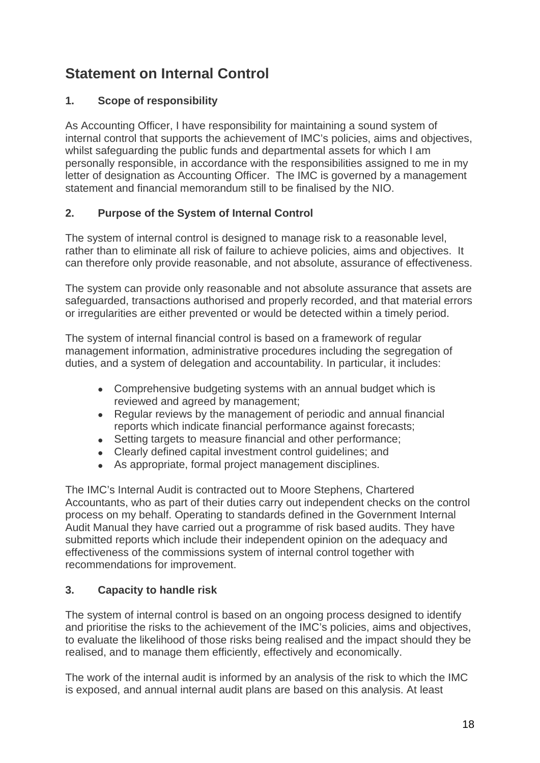# Statement on Internal Control

## 1. Scope of responsibility

As Accounting Officer, I have responsibility for maintaining a sound system of internal control that supports the achievement of IMC's policies, aims and objectives, whilst safeguarding the public funds and departmental assets for which I am personally responsible, in accordance with the responsibilities assigned to me in my letter of designation as Accounting Officer. The IMC is governed by a management statement and financial memorandum still to be finalised by the NIO.

## 2. Purpose of the System of Internal Control

The system of internal control is designed to manage risk to a reasonable level, rather than to eliminate all risk of failure to achieve policies, aims and objectives. It can therefore only provide reasonable, and not absolute, assurance of effectiveness.

The system can provide only reasonable and not absolute assurance that assets are safeguarded, transactions authorised and properly recorded, and that material errors or irregularities are either prevented or would be detected within a timely period.

The system of internal financial control is based on a framework of regular management information, administrative procedures including the segregation of duties, and a system of delegation and accountability. In particular, it includes:

- Comprehensive budgeting systems with an annual budget which is reviewed and agreed by management;
- Regular reviews by the management of periodic and annual financial reports which indicate financial performance against forecasts;
- Setting targets to measure financial and other performance;
- Clearly defined capital investment control guidelines; and
- As appropriate, formal project management disciplines.

The IMC's Internal Audit is contracted out to Moore Stephens, Chartered Accountants, who as part of their duties carry out independent checks on the control process on my behalf. Operating to standards defined in the Government Internal Audit Manual they have carried out a programme of risk based audits. They have submitted reports which include their independent opinion on the adequacy and effectiveness of the commissions system of internal control together with recommendations for improvement.

## 3. Capacity to handle risk

The system of internal control is based on an ongoing process designed to identify and prioritise the risks to the achievement of the IMC's policies, aims and objectives, to evaluate the likelihood of those risks being realised and the impact should they be realised, and to manage them efficiently, effectively and economically.

The work of the internal audit is informed by an analysis of the risk to which the IMC is exposed, and annual internal audit plans are based on this analysis. At least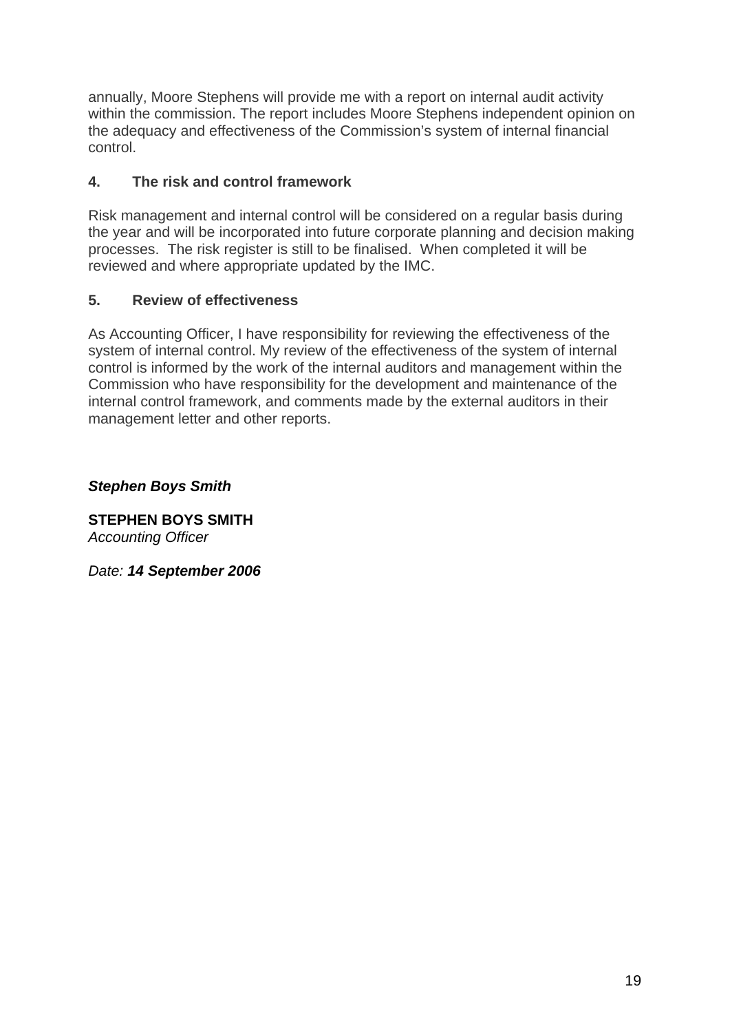annually, Moore Stephens will provide me with a report on internal audit activity within the commission. The report includes Moore Stephens independent opinion on the adequacy and effectiveness of the Commission's system of internal financial control.

## 4. The risk and control framework

Risk management and internal control will be considered on a regular basis during the year and will be incorporated into future corporate planning and decision making processes. The risk register is still to be finalised. When completed it will be reviewed and where appropriate updated by the IMC.

## 5. Review of effectiveness

As Accounting Officer, I have responsibility for reviewing the effectiveness of the system of internal control. My review of the effectiveness of the system of internal control is informed by the work of the internal auditors and management within the Commission who have responsibility for the development and maintenance of the internal control framework, and comments made by the external auditors in their management letter and other reports.

***Stephen Boys Smith***

**STEPHEN BOYS SMITH**
*Accounting Officer*

*Date:* ***14 September 2006***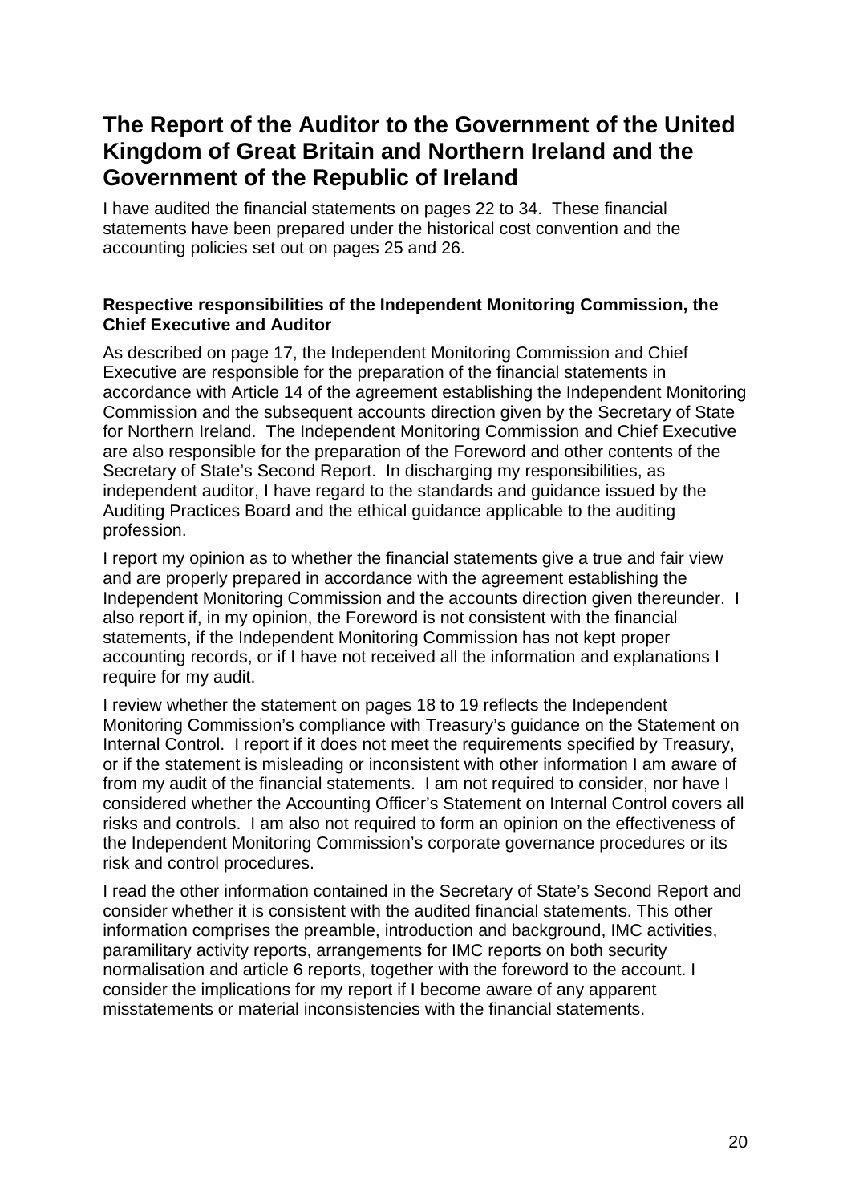# The Report of the Auditor to the Government of the United Kingdom of Great Britain and Northern Ireland and the Government of the Republic of Ireland

I have audited the financial statements on pages 22 to 34. These financial statements have been prepared under the historical cost convention and the accounting policies set out on pages 25 and 26.

### Respective responsibilities of the Independent Monitoring Commission, the Chief Executive and Auditor

As described on page 17, the Independent Monitoring Commission and Chief Executive are responsible for the preparation of the financial statements in accordance with Article 14 of the agreement establishing the Independent Monitoring Commission and the subsequent accounts direction given by the Secretary of State for Northern Ireland. The Independent Monitoring Commission and Chief Executive are also responsible for the preparation of the Foreword and other contents of the Secretary of State's Second Report. In discharging my responsibilities, as independent auditor, I have regard to the standards and guidance issued by the Auditing Practices Board and the ethical guidance applicable to the auditing profession.

I report my opinion as to whether the financial statements give a true and fair view and are properly prepared in accordance with the agreement establishing the Independent Monitoring Commission and the accounts direction given thereunder. I also report if, in my opinion, the Foreword is not consistent with the financial statements, if the Independent Monitoring Commission has not kept proper accounting records, or if I have not received all the information and explanations I require for my audit.

I review whether the statement on pages 18 to 19 reflects the Independent Monitoring Commission's compliance with Treasury's guidance on the Statement on Internal Control. I report if it does not meet the requirements specified by Treasury, or if the statement is misleading or inconsistent with other information I am aware of from my audit of the financial statements. I am not required to consider, nor have I considered whether the Accounting Officer's Statement on Internal Control covers all risks and controls. I am also not required to form an opinion on the effectiveness of the Independent Monitoring Commission's corporate governance procedures or its risk and control procedures.

I read the other information contained in the Secretary of State's Second Report and consider whether it is consistent with the audited financial statements. This other information comprises the preamble, introduction and background, IMC activities, paramilitary activity reports, arrangements for IMC reports on both security normalisation and article 6 reports, together with the foreword to the account. I consider the implications for my report if I become aware of any apparent misstatements or material inconsistencies with the financial statements.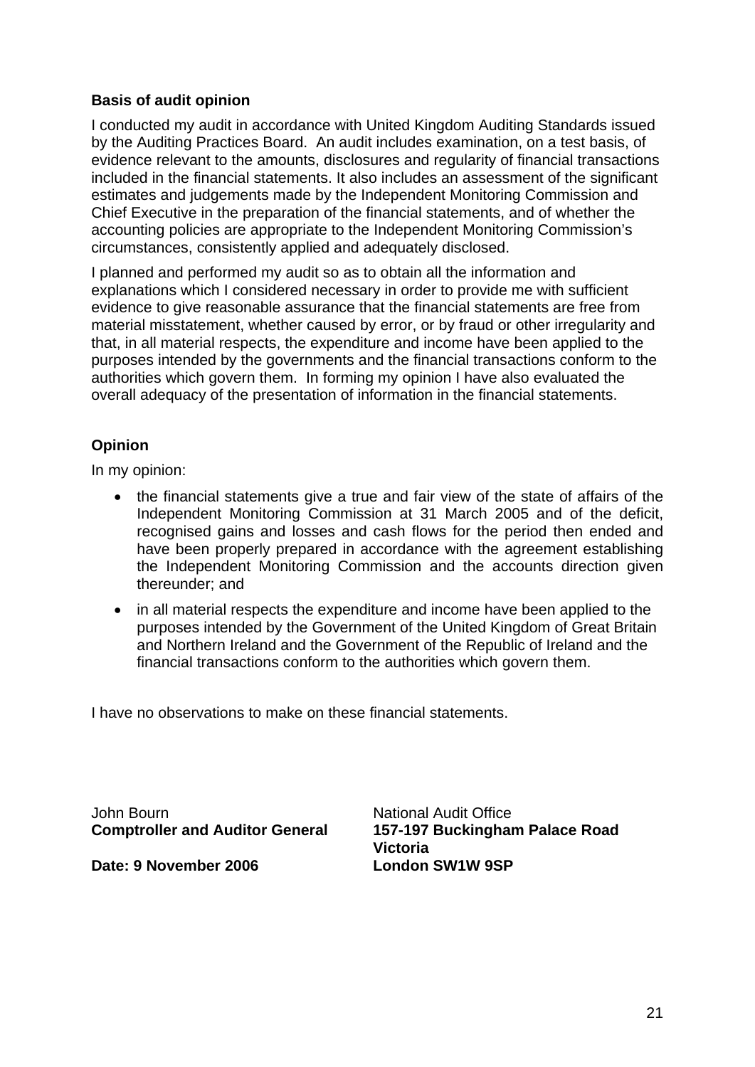**Basis of audit opinion**

I conducted my audit in accordance with United Kingdom Auditing Standards issued by the Auditing Practices Board. An audit includes examination, on a test basis, of evidence relevant to the amounts, disclosures and regularity of financial transactions included in the financial statements. It also includes an assessment of the significant estimates and judgements made by the Independent Monitoring Commission and Chief Executive in the preparation of the financial statements, and of whether the accounting policies are appropriate to the Independent Monitoring Commission's circumstances, consistently applied and adequately disclosed.

I planned and performed my audit so as to obtain all the information and explanations which I considered necessary in order to provide me with sufficient evidence to give reasonable assurance that the financial statements are free from material misstatement, whether caused by error, or by fraud or other irregularity and that, in all material respects, the expenditure and income have been applied to the purposes intended by the governments and the financial transactions conform to the authorities which govern them. In forming my opinion I have also evaluated the overall adequacy of the presentation of information in the financial statements.

**Opinion**

In my opinion:

- the financial statements give a true and fair view of the state of affairs of the Independent Monitoring Commission at 31 March 2005 and of the deficit, recognised gains and losses and cash flows for the period then ended and have been properly prepared in accordance with the agreement establishing the Independent Monitoring Commission and the accounts direction given thereunder; and
- in all material respects the expenditure and income have been applied to the purposes intended by the Government of the United Kingdom of Great Britain and Northern Ireland and the Government of the Republic of Ireland and the financial transactions conform to the authorities which govern them.

I have no observations to make on these financial statements.

John Bourn
**Comptroller and Auditor General**

**Date: 9 November 2006**

National Audit Office
**157-197 Buckingham Palace Road**
**Victoria**
**London SW1W 9SP**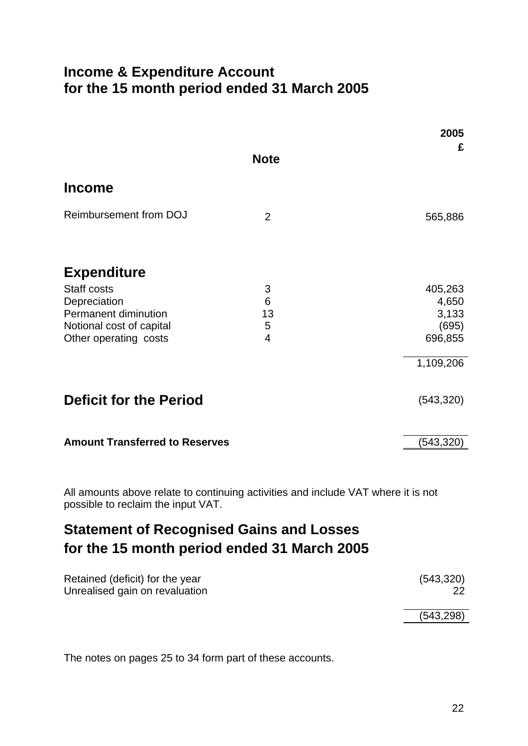# Income & Expenditure Account
# for the 15 month period ended 31 March 2005

| | Note | 2005<br>£ |
|---|---|---|
| **Income** | | |
| Reimbursement from DOJ | 2 | 565,886 |
| **Expenditure** | | |
| Staff costs | 3 | 405,263 |
| Depreciation | 6 | 4,650 |
| Permanent diminution | 13 | 3,133 |
| Notional cost of capital | 5 | (695) |
| Other operating costs | 4 | 696,855 |
| | | 1,109,206 |
| **Deficit for the Period** | | (543,320) |
| **Amount Transferred to Reserves** | | (543,320) |

All amounts above relate to continuing activities and include VAT where it is not possible to reclaim the input VAT.

## Statement of Recognised Gains and Losses
## for the 15 month period ended 31 March 2005

| | |
|---|---|
| Retained (deficit) for the year | (543,320) |
| Unrealised gain on revaluation | 22 |
| | (543,298) |

The notes on pages 25 to 34 form part of these accounts.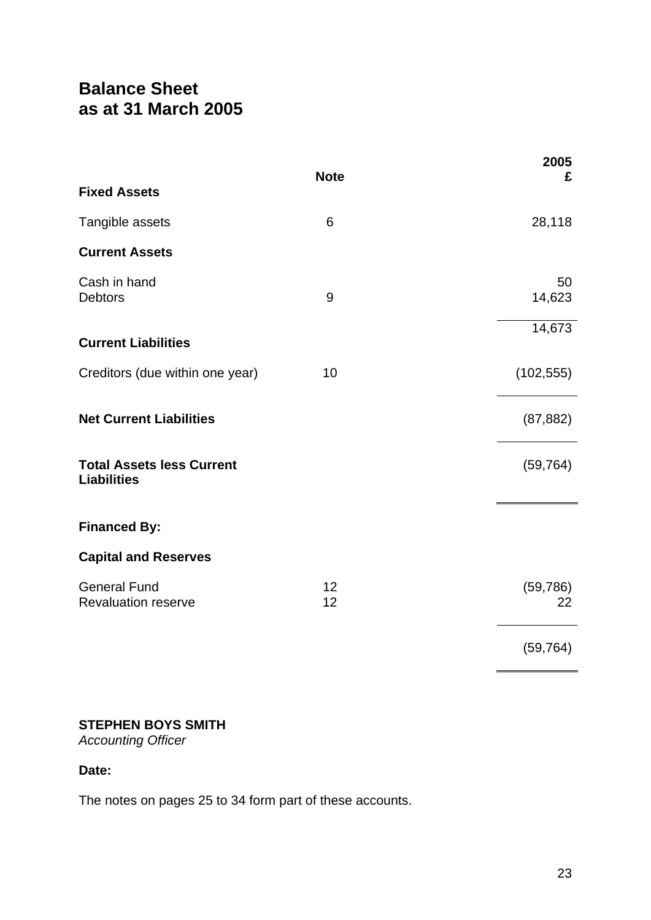# Balance Sheet
# as at 31 March 2005

| | Note | 2005 £ |
|---|---|---|
| **Fixed Assets** | | |
| Tangible assets | 6 | 28,118 |
| **Current Assets** | | |
| Cash in hand | | 50 |
| Debtors | 9 | 14,623 |
| | | 14,673 |
| **Current Liabilities** | | |
| Creditors (due within one year) | 10 | (102,555) |
| **Net Current Liabilities** | | (87,882) |
| **Total Assets less Current Liabilities** | | (59,764) |
| **Financed By:** | | |
| **Capital and Reserves** | | |
| General Fund | 12 | (59,786) |
| Revaluation reserve | 12 | 22 |
| | | (59,764) |

**STEPHEN BOYS SMITH**
*Accounting Officer*

**Date:**

The notes on pages 25 to 34 form part of these accounts.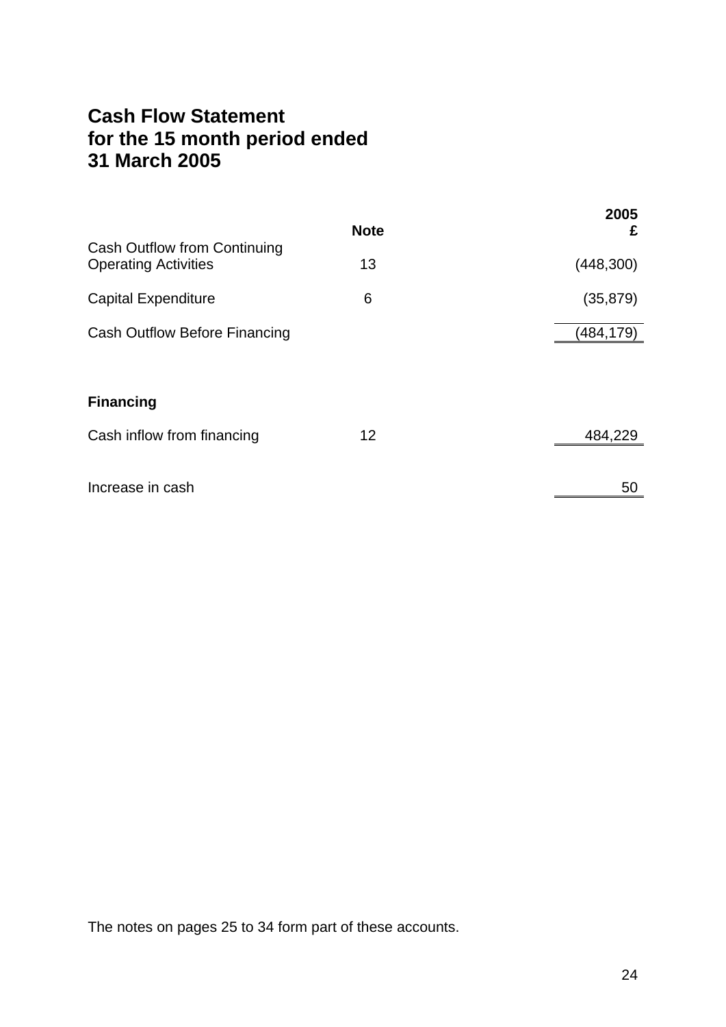# Cash Flow Statement for the 15 month period ended 31 March 2005

| | Note | 2005 £ |
|---|---|---|
| Cash Outflow from Continuing Operating Activities | 13 | (448,300) |
| Capital Expenditure | 6 | (35,879) |
| Cash Outflow Before Financing | | (484,179) |
| | | |
| **Financing** | | |
| Cash inflow from financing | 12 | 484,229 |
| | | |
| Increase in cash | | 50 |

The notes on pages 25 to 34 form part of these accounts.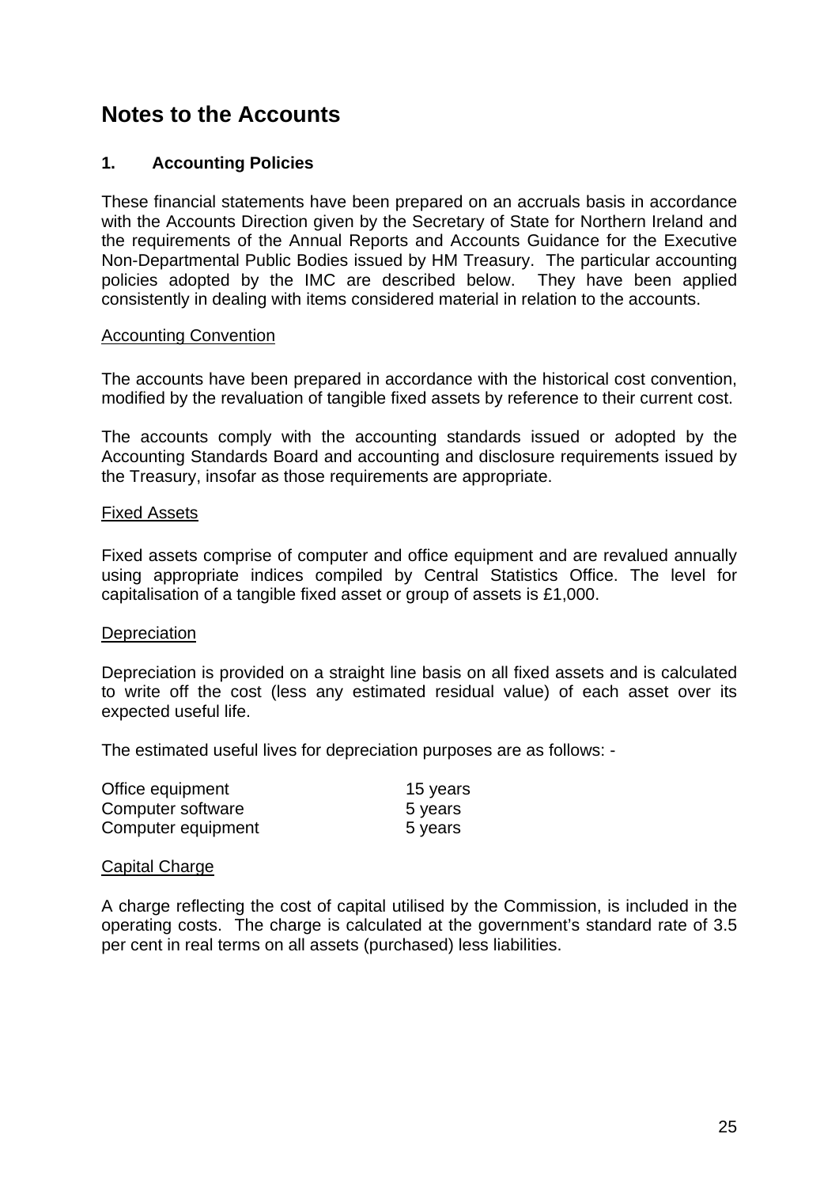# Notes to the Accounts

## 1. Accounting Policies

These financial statements have been prepared on an accruals basis in accordance with the Accounts Direction given by the Secretary of State for Northern Ireland and the requirements of the Annual Reports and Accounts Guidance for the Executive Non-Departmental Public Bodies issued by HM Treasury. The particular accounting policies adopted by the IMC are described below. They have been applied consistently in dealing with items considered material in relation to the accounts.

### Accounting Convention

The accounts have been prepared in accordance with the historical cost convention, modified by the revaluation of tangible fixed assets by reference to their current cost.

The accounts comply with the accounting standards issued or adopted by the Accounting Standards Board and accounting and disclosure requirements issued by the Treasury, insofar as those requirements are appropriate.

### Fixed Assets

Fixed assets comprise of computer and office equipment and are revalued annually using appropriate indices compiled by Central Statistics Office. The level for capitalisation of a tangible fixed asset or group of assets is £1,000.

### Depreciation

Depreciation is provided on a straight line basis on all fixed assets and is calculated to write off the cost (less any estimated residual value) of each asset over its expected useful life.

The estimated useful lives for depreciation purposes are as follows: -

| | |
|---|---|
| Office equipment | 15 years |
| Computer software | 5 years |
| Computer equipment | 5 years |

### Capital Charge

A charge reflecting the cost of capital utilised by the Commission, is included in the operating costs. The charge is calculated at the government's standard rate of 3.5 per cent in real terms on all assets (purchased) less liabilities.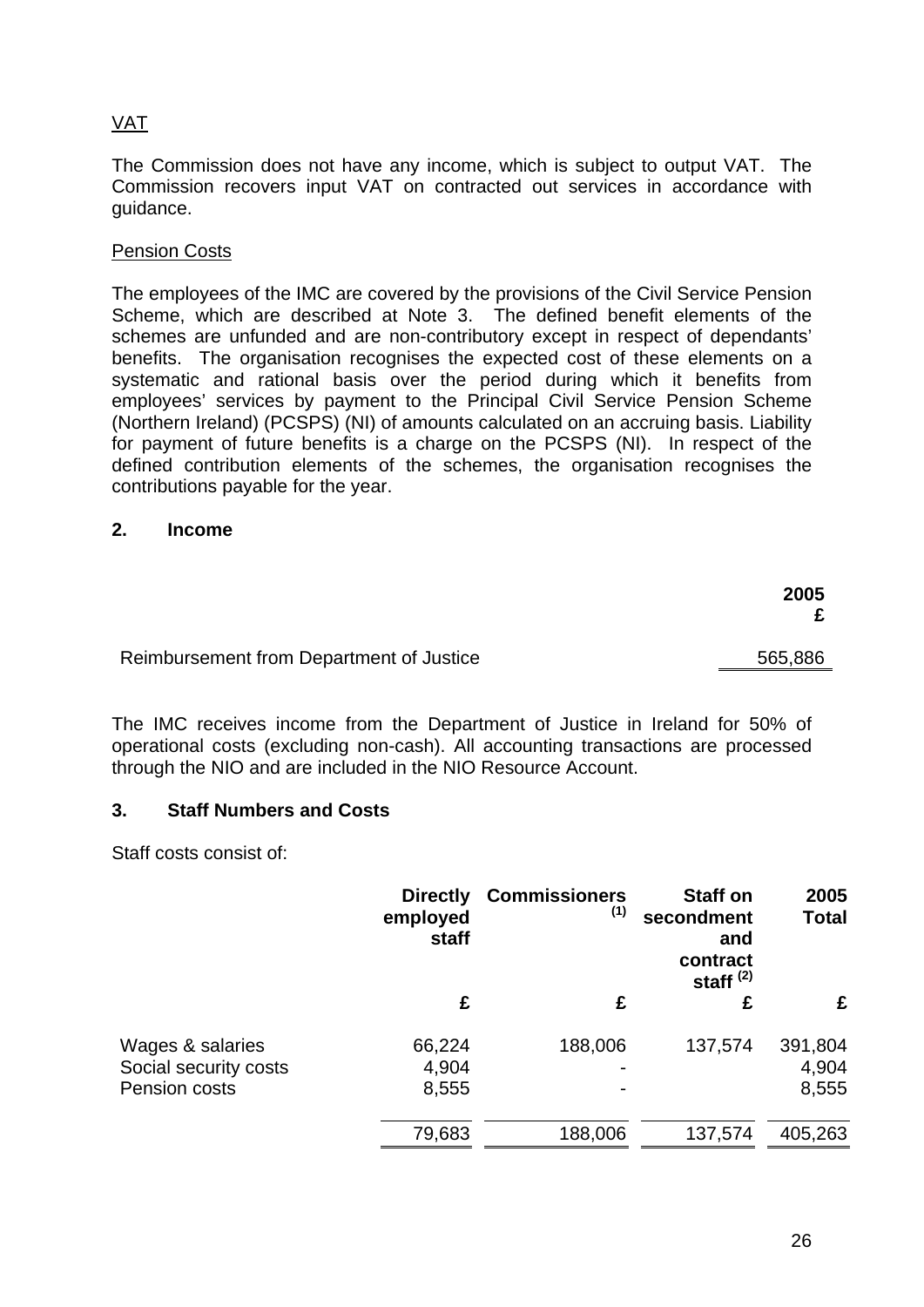VAT

The Commission does not have any income, which is subject to output VAT. The Commission recovers input VAT on contracted out services in accordance with guidance.

Pension Costs

The employees of the IMC are covered by the provisions of the Civil Service Pension Scheme, which are described at Note 3. The defined benefit elements of the schemes are unfunded and are non-contributory except in respect of dependants' benefits. The organisation recognises the expected cost of these elements on a systematic and rational basis over the period during which it benefits from employees' services by payment to the Principal Civil Service Pension Scheme (Northern Ireland) (PCSPS) (NI) of amounts calculated on an accruing basis. Liability for payment of future benefits is a charge on the PCSPS (NI). In respect of the defined contribution elements of the schemes, the organisation recognises the contributions payable for the year.

## 2. Income

| | 2005 £ |
|---|---|
| Reimbursement from Department of Justice | 565,886 |

The IMC receives income from the Department of Justice in Ireland for 50% of operational costs (excluding non-cash). All accounting transactions are processed through the NIO and are included in the NIO Resource Account.

## 3. Staff Numbers and Costs

Staff costs consist of:

| | Directly employed staff | Commissioners [1] | Staff on secondment and contract staff [2] | 2005 Total |
|---|---|---|---|---|
| | £ | £ | £ | £ |
| Wages & salaries | 66,224 | 188,006 | 137,574 | 391,804 |
| Social security costs | 4,904 | - | | 4,904 |
| Pension costs | 8,555 | - | | 8,555 |
| | 79,683 | 188,006 | 137,574 | 405,263 |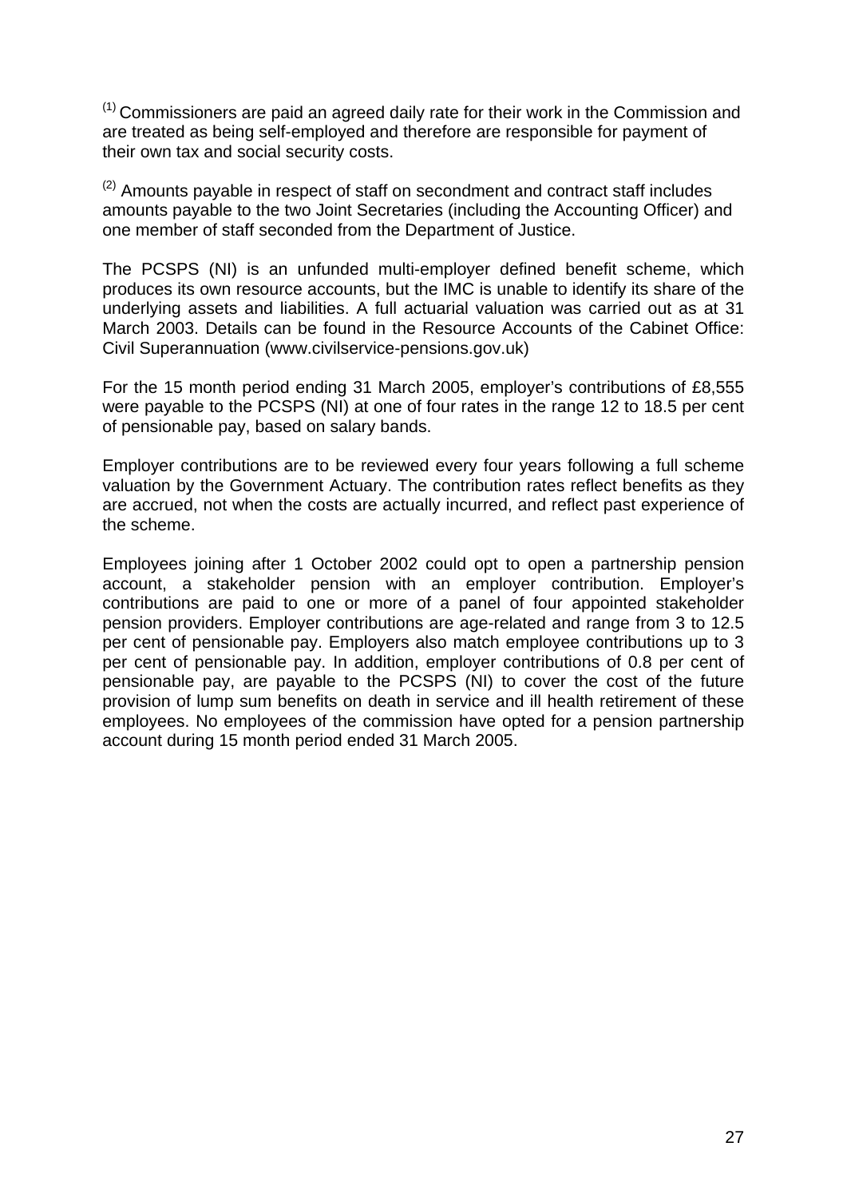(1) Commissioners are paid an agreed daily rate for their work in the Commission and are treated as being self-employed and therefore are responsible for payment of their own tax and social security costs.

(2) Amounts payable in respect of staff on secondment and contract staff includes amounts payable to the two Joint Secretaries (including the Accounting Officer) and one member of staff seconded from the Department of Justice.

The PCSPS (NI) is an unfunded multi-employer defined benefit scheme, which produces its own resource accounts, but the IMC is unable to identify its share of the underlying assets and liabilities. A full actuarial valuation was carried out as at 31 March 2003. Details can be found in the Resource Accounts of the Cabinet Office: Civil Superannuation (www.civilservice-pensions.gov.uk)

For the 15 month period ending 31 March 2005, employer's contributions of £8,555 were payable to the PCSPS (NI) at one of four rates in the range 12 to 18.5 per cent of pensionable pay, based on salary bands.

Employer contributions are to be reviewed every four years following a full scheme valuation by the Government Actuary. The contribution rates reflect benefits as they are accrued, not when the costs are actually incurred, and reflect past experience of the scheme.

Employees joining after 1 October 2002 could opt to open a partnership pension account, a stakeholder pension with an employer contribution. Employer's contributions are paid to one or more of a panel of four appointed stakeholder pension providers. Employer contributions are age-related and range from 3 to 12.5 per cent of pensionable pay. Employers also match employee contributions up to 3 per cent of pensionable pay. In addition, employer contributions of 0.8 per cent of pensionable pay, are payable to the PCSPS (NI) to cover the cost of the future provision of lump sum benefits on death in service and ill health retirement of these employees. No employees of the commission have opted for a pension partnership account during 15 month period ended 31 March 2005.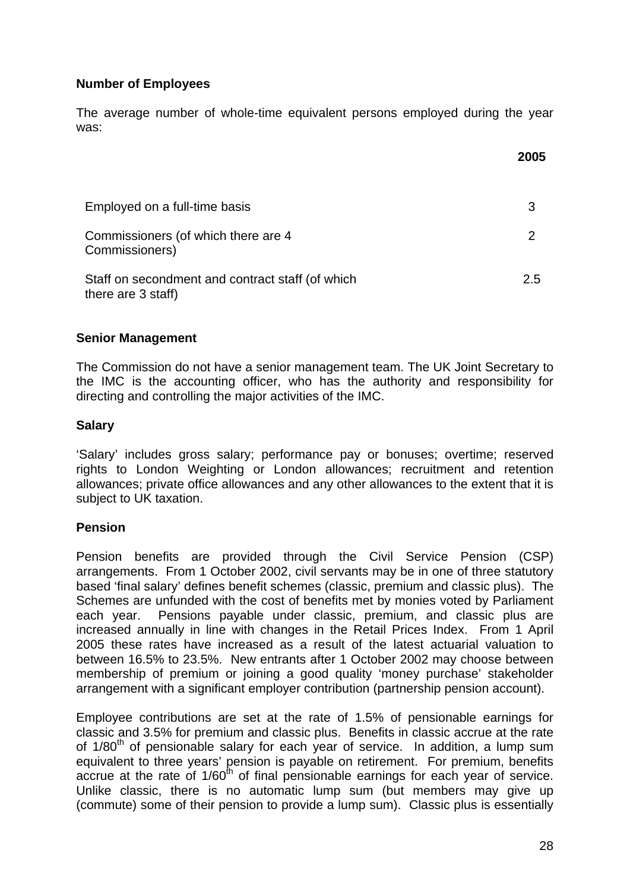**Number of Employees**

The average number of whole-time equivalent persons employed during the year was:

| | 2005 |
|---|---|
| Employed on a full-time basis | 3 |
| Commissioners (of which there are 4 Commissioners) | 2 |
| Staff on secondment and contract staff (of which there are 3 staff) | 2.5 |

**Senior Management**

The Commission do not have a senior management team. The UK Joint Secretary to the IMC is the accounting officer, who has the authority and responsibility for directing and controlling the major activities of the IMC.

**Salary**

'Salary' includes gross salary; performance pay or bonuses; overtime; reserved rights to London Weighting or London allowances; recruitment and retention allowances; private office allowances and any other allowances to the extent that it is subject to UK taxation.

**Pension**

Pension benefits are provided through the Civil Service Pension (CSP) arrangements. From 1 October 2002, civil servants may be in one of three statutory based 'final salary' defines benefit schemes (classic, premium and classic plus). The Schemes are unfunded with the cost of benefits met by monies voted by Parliament each year. Pensions payable under classic, premium, and classic plus are increased annually in line with changes in the Retail Prices Index. From 1 April 2005 these rates have increased as a result of the latest actuarial valuation to between 16.5% to 23.5%. New entrants after 1 October 2002 may choose between membership of premium or joining a good quality 'money purchase' stakeholder arrangement with a significant employer contribution (partnership pension account).

Employee contributions are set at the rate of 1.5% of pensionable earnings for classic and 3.5% for premium and classic plus. Benefits in classic accrue at the rate of 1/80th of pensionable salary for each year of service. In addition, a lump sum equivalent to three years' pension is payable on retirement. For premium, benefits accrue at the rate of 1/60th of final pensionable earnings for each year of service. Unlike classic, there is no automatic lump sum (but members may give up (commute) some of their pension to provide a lump sum). Classic plus is essentially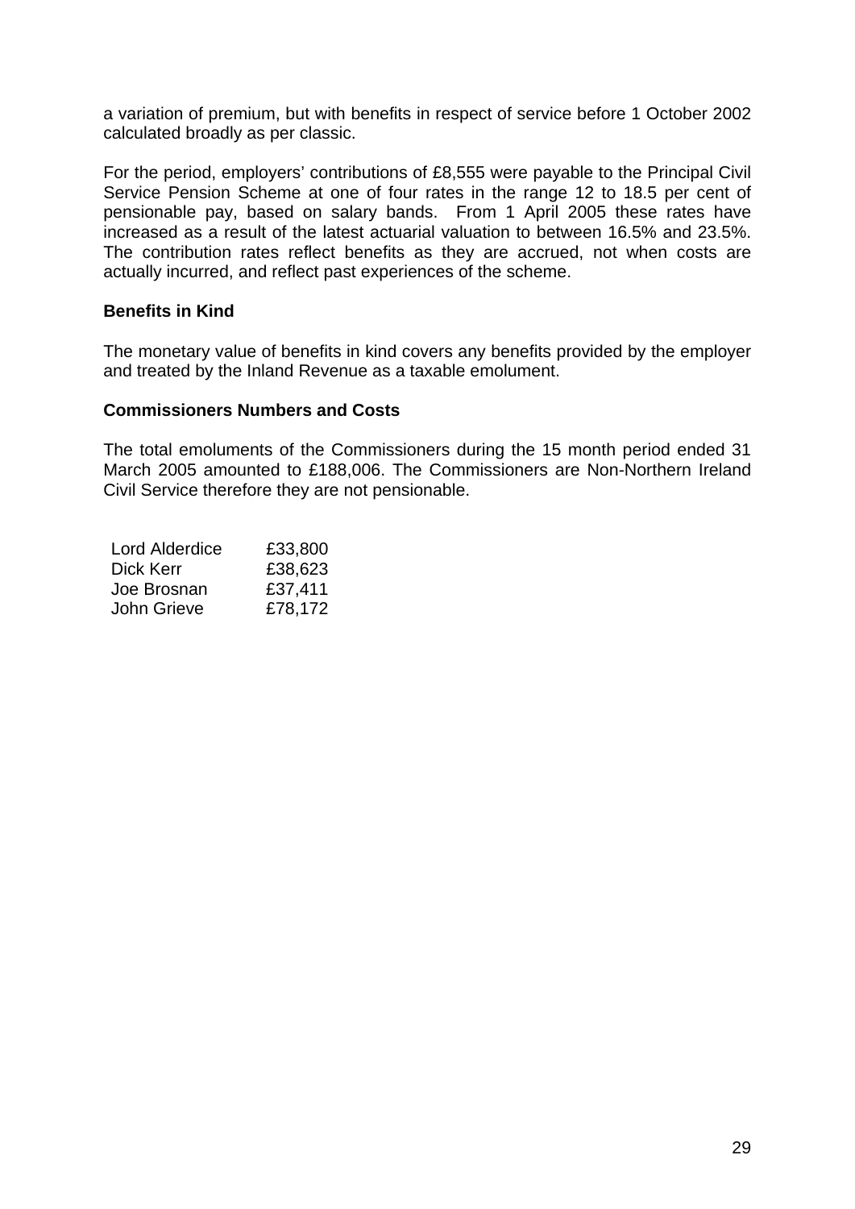a variation of premium, but with benefits in respect of service before 1 October 2002 calculated broadly as per classic.

For the period, employers' contributions of £8,555 were payable to the Principal Civil Service Pension Scheme at one of four rates in the range 12 to 18.5 per cent of pensionable pay, based on salary bands. From 1 April 2005 these rates have increased as a result of the latest actuarial valuation to between 16.5% and 23.5%. The contribution rates reflect benefits as they are accrued, not when costs are actually incurred, and reflect past experiences of the scheme.

**Benefits in Kind**

The monetary value of benefits in kind covers any benefits provided by the employer and treated by the Inland Revenue as a taxable emolument.

**Commissioners Numbers and Costs**

The total emoluments of the Commissioners during the 15 month period ended 31 March 2005 amounted to £188,006. The Commissioners are Non-Northern Ireland Civil Service therefore they are not pensionable.

| | |
|---|---|
| Lord Alderdice | £33,800 |
| Dick Kerr | £38,623 |
| Joe Brosnan | £37,411 |
| John Grieve | £78,172 |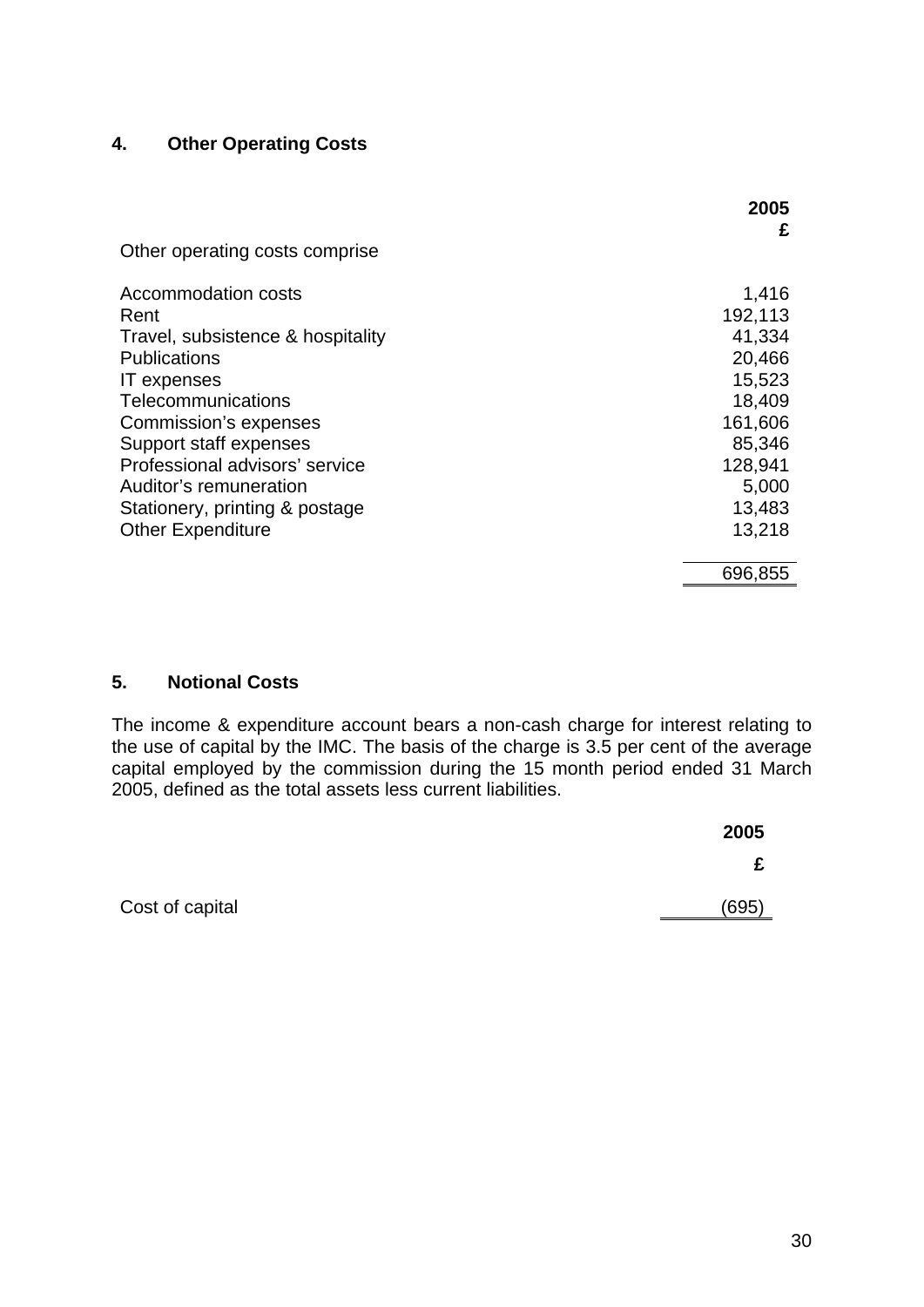## 4. Other Operating Costs

| Other operating costs comprise | 2005<br>£ |
|---|---|
| Accommodation costs | 1,416 |
| Rent | 192,113 |
| Travel, subsistence & hospitality | 41,334 |
| Publications | 20,466 |
| IT expenses | 15,523 |
| Telecommunications | 18,409 |
| Commission's expenses | 161,606 |
| Support staff expenses | 85,346 |
| Professional advisors' service | 128,941 |
| Auditor's remuneration | 5,000 |
| Stationery, printing & postage | 13,483 |
| Other Expenditure | 13,218 |
| | 696,855 |

## 5. Notional Costs

The income & expenditure account bears a non-cash charge for interest relating to the use of capital by the IMC. The basis of the charge is 3.5 per cent of the average capital employed by the commission during the 15 month period ended 31 March 2005, defined as the total assets less current liabilities.

| | 2005<br>£ |
|---|---|
| Cost of capital | (695) |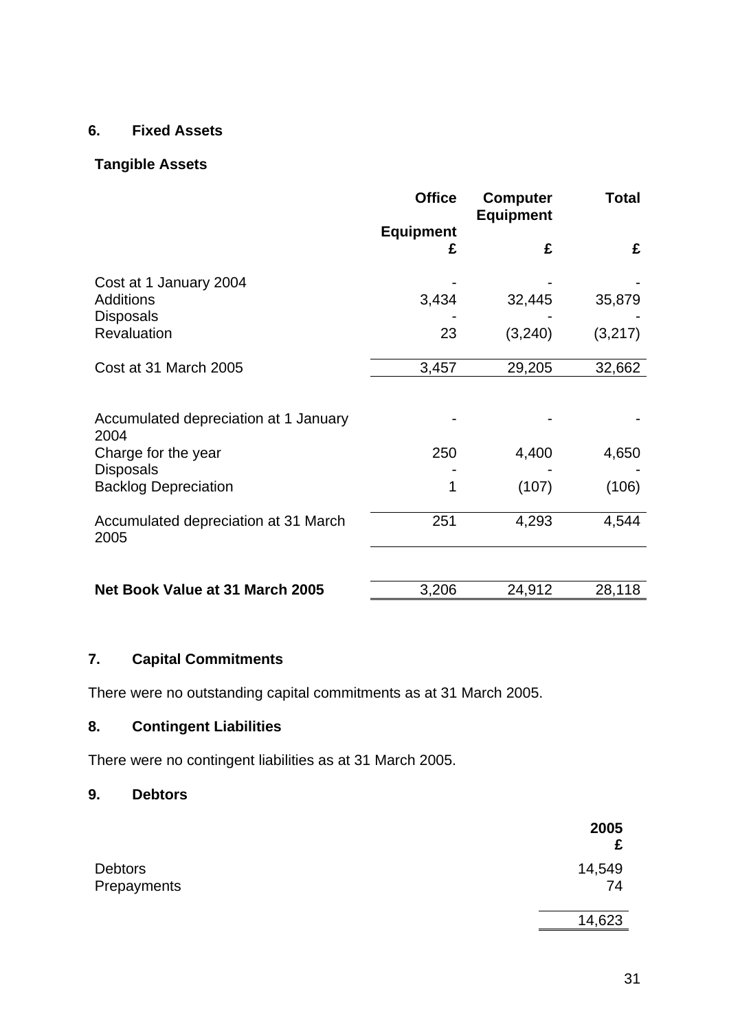## 6. Fixed Assets

### Tangible Assets

| | Office Equipment £ | Computer Equipment £ | Total £ |
|---|---|---|---|
| Cost at 1 January 2004 | - | - | - |
| Additions | 3,434 | 32,445 | 35,879 |
| Disposals | - | - | - |
| Revaluation | 23 | (3,240) | (3,217) |
| Cost at 31 March 2005 | 3,457 | 29,205 | 32,662 |
| | | | |
| Accumulated depreciation at 1 January 2004 | - | - | - |
| Charge for the year | 250 | 4,400 | 4,650 |
| Disposals | - | - | - |
| Backlog Depreciation | 1 | (107) | (106) |
| Accumulated depreciation at 31 March 2005 | 251 | 4,293 | 4,544 |
| | | | |
| **Net Book Value at 31 March 2005** | 3,206 | 24,912 | 28,118 |

## 7. Capital Commitments

There were no outstanding capital commitments as at 31 March 2005.

## 8. Contingent Liabilities

There were no contingent liabilities as at 31 March 2005.

## 9. Debtors

| | 2005 £ |
|---|---|
| Debtors | 14,549 |
| Prepayments | 74 |
| | 14,623 |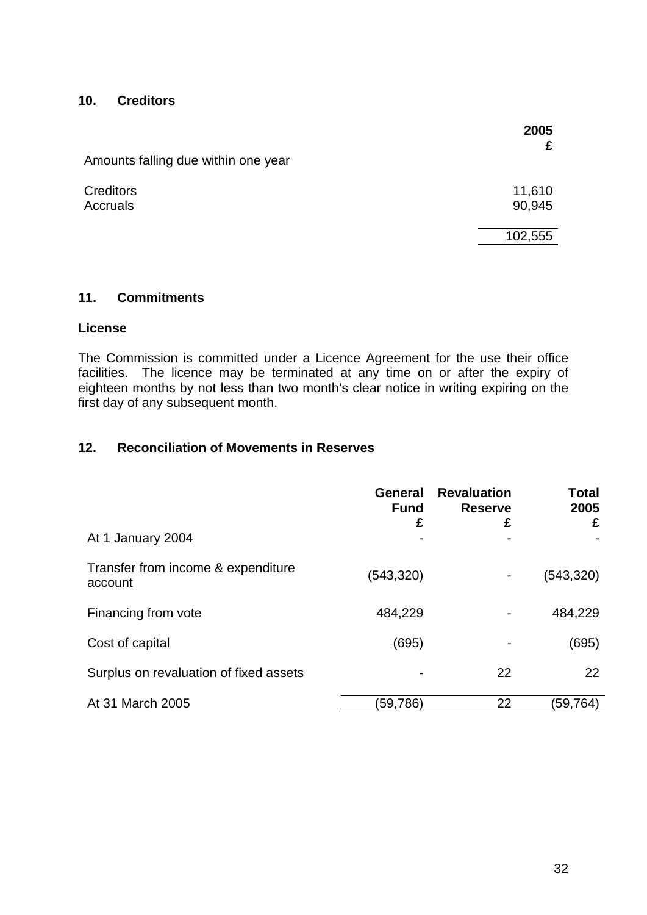## 10. Creditors

| | 2005<br>£ |
|---|---|
| Amounts falling due within one year | |
| Creditors | 11,610 |
| Accruals | 90,945 |
| | 102,555 |

## 11. Commitments

### License

The Commission is committed under a Licence Agreement for the use their office facilities. The licence may be terminated at any time on or after the expiry of eighteen months by not less than two month's clear notice in writing expiring on the first day of any subsequent month.

## 12. Reconciliation of Movements in Reserves

| | General Fund<br>£ | Revaluation Reserve<br>£ | Total 2005<br>£ |
|---|---|---|---|
| At 1 January 2004 | - | - | - |
| Transfer from income & expenditure account | (543,320) | - | (543,320) |
| Financing from vote | 484,229 | - | 484,229 |
| Cost of capital | (695) | - | (695) |
| Surplus on revaluation of fixed assets | - | 22 | 22 |
| At 31 March 2005 | (59,786) | 22 | (59,764) |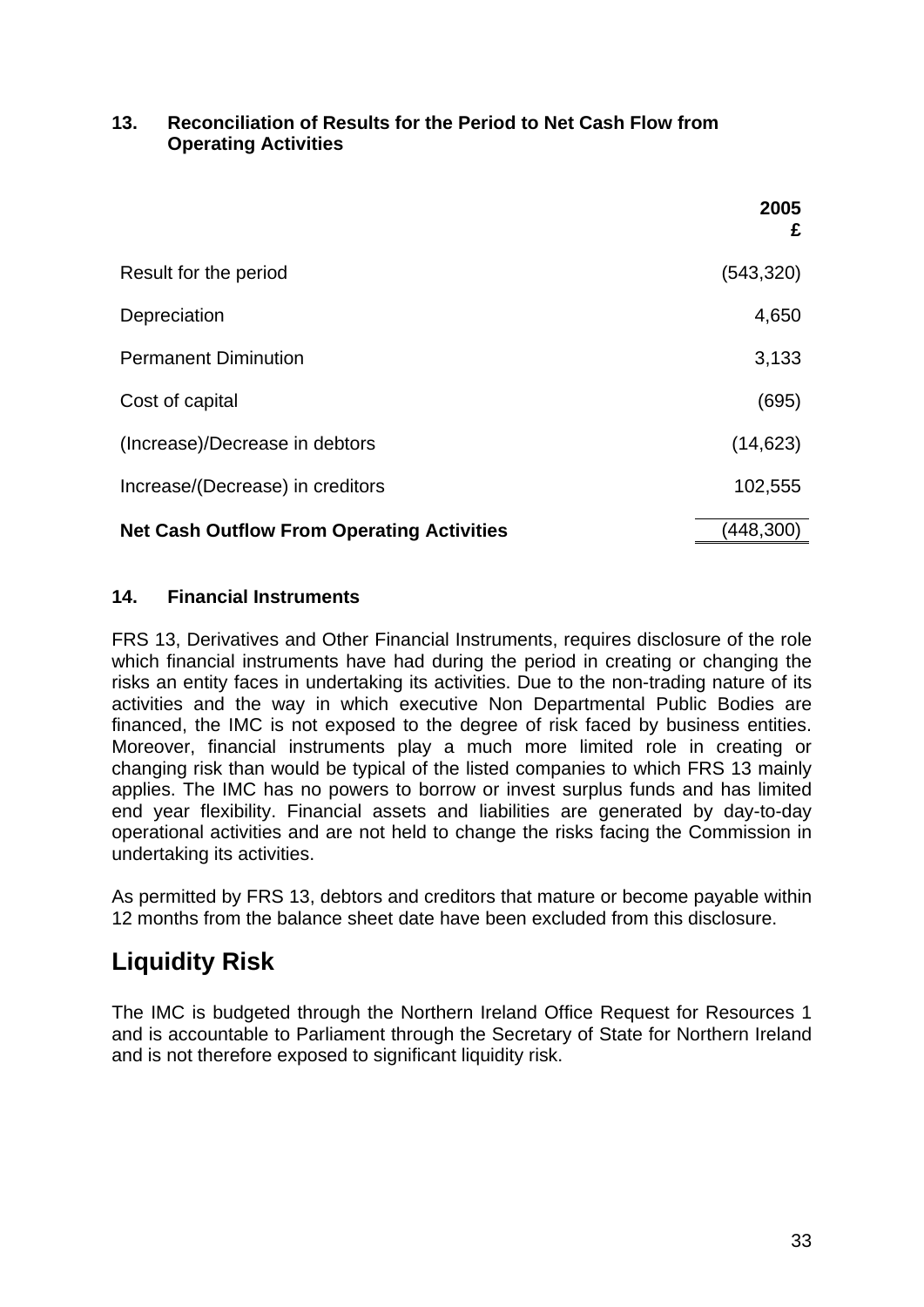### 13. Reconciliation of Results for the Period to Net Cash Flow from Operating Activities

| | 2005<br>£ |
|---|---:|
| Result for the period | (543,320) |
| Depreciation | 4,650 |
| Permanent Diminution | 3,133 |
| Cost of capital | (695) |
| (Increase)/Decrease in debtors | (14,623) |
| Increase/(Decrease) in creditors | 102,555 |
| **Net Cash Outflow From Operating Activities** | (448,300) |

### 14. Financial Instruments

FRS 13, Derivatives and Other Financial Instruments, requires disclosure of the role which financial instruments have had during the period in creating or changing the risks an entity faces in undertaking its activities. Due to the non-trading nature of its activities and the way in which executive Non Departmental Public Bodies are financed, the IMC is not exposed to the degree of risk faced by business entities. Moreover, financial instruments play a much more limited role in creating or changing risk than would be typical of the listed companies to which FRS 13 mainly applies. The IMC has no powers to borrow or invest surplus funds and has limited end year flexibility. Financial assets and liabilities are generated by day-to-day operational activities and are not held to change the risks facing the Commission in undertaking its activities.

As permitted by FRS 13, debtors and creditors that mature or become payable within 12 months from the balance sheet date have been excluded from this disclosure.

## Liquidity Risk

The IMC is budgeted through the Northern Ireland Office Request for Resources 1 and is accountable to Parliament through the Secretary of State for Northern Ireland and is not therefore exposed to significant liquidity risk.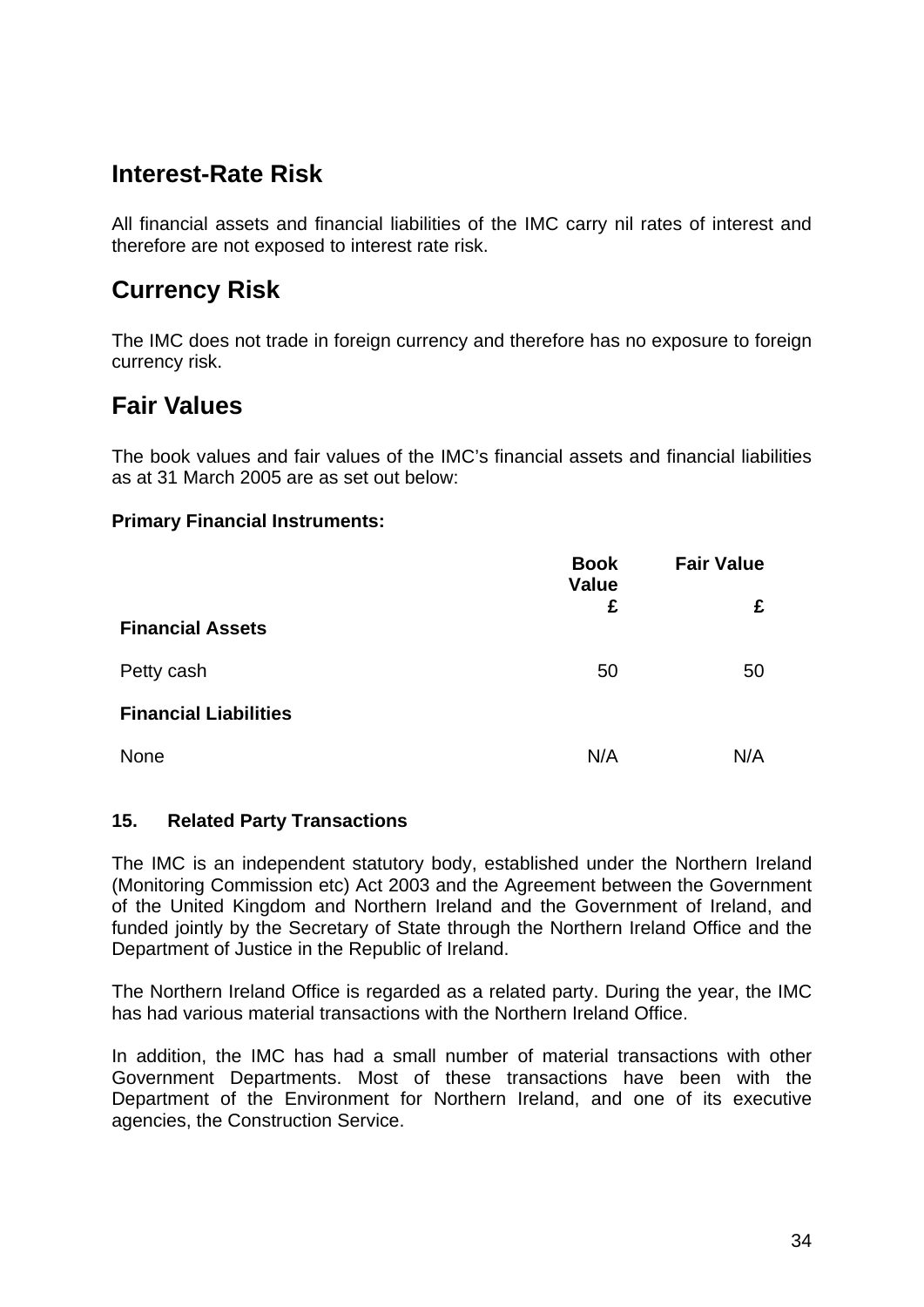## Interest-Rate Risk

All financial assets and financial liabilities of the IMC carry nil rates of interest and therefore are not exposed to interest rate risk.

## Currency Risk

The IMC does not trade in foreign currency and therefore has no exposure to foreign currency risk.

## Fair Values

The book values and fair values of the IMC's financial assets and financial liabilities as at 31 March 2005 are as set out below:

**Primary Financial Instruments:**

| | Book Value £ | Fair Value £ |
|---|---|---|
| **Financial Assets** | | |
| Petty cash | 50 | 50 |
| **Financial Liabilities** | | |
| None | N/A | N/A |

**15. Related Party Transactions**

The IMC is an independent statutory body, established under the Northern Ireland (Monitoring Commission etc) Act 2003 and the Agreement between the Government of the United Kingdom and Northern Ireland and the Government of Ireland, and funded jointly by the Secretary of State through the Northern Ireland Office and the Department of Justice in the Republic of Ireland.

The Northern Ireland Office is regarded as a related party. During the year, the IMC has had various material transactions with the Northern Ireland Office.

In addition, the IMC has had a small number of material transactions with other Government Departments. Most of these transactions have been with the Department of the Environment for Northern Ireland, and one of its executive agencies, the Construction Service.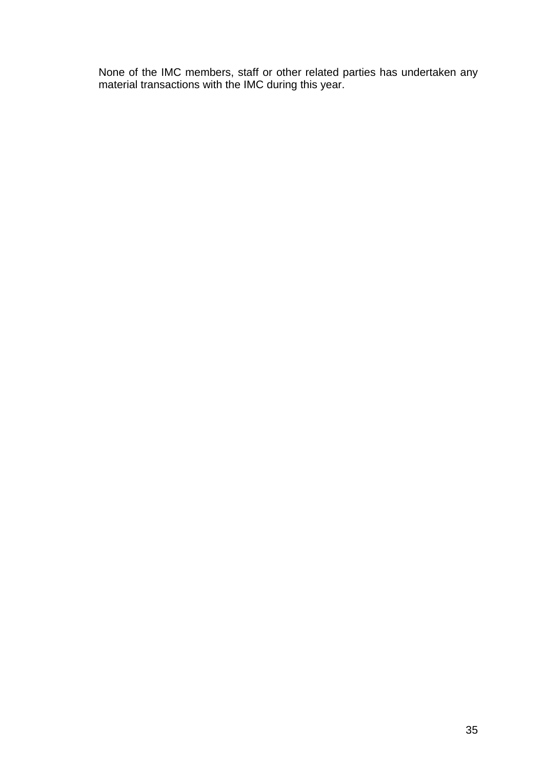None of the IMC members, staff or other related parties has undertaken any material transactions with the IMC during this year.